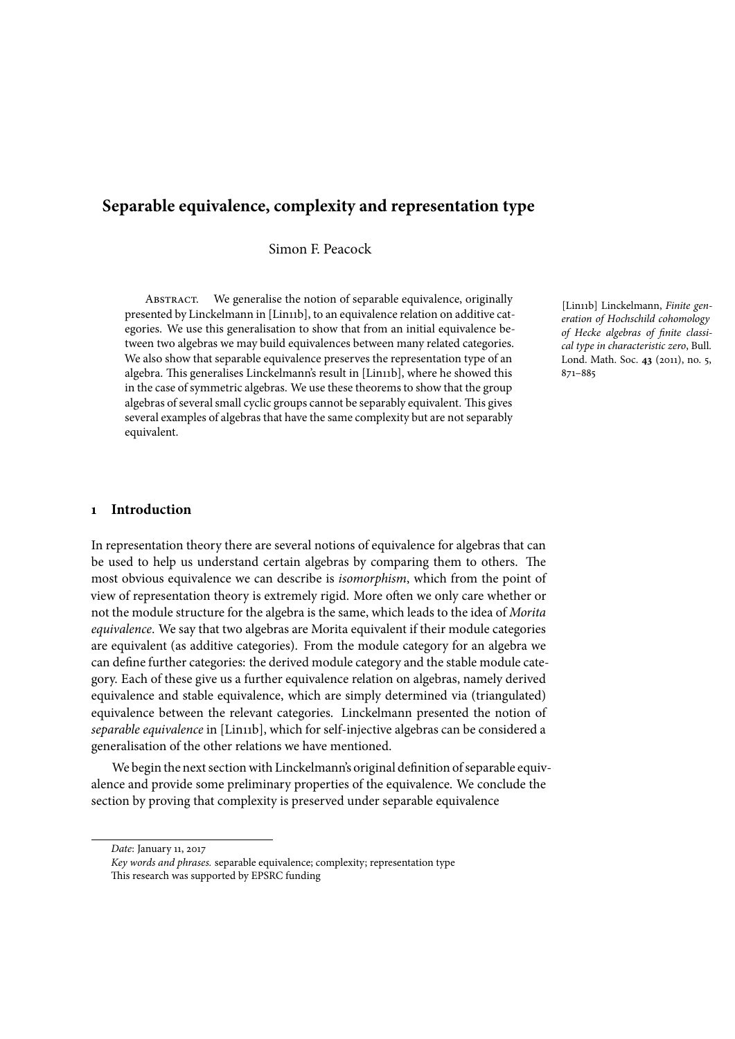# Separable equivalence, complexity and representation type

Simon F. Peacock

Abstract. We generalise the notion of separable equivalence, originally presented by Linckelmann in [Lin11b], to an equivalence relation on additive categories. We use this generalisation to show that from an initial equivalence between two algebras we may build equivalences between many related categories. We also show that separable equivalence preserves the representation type of an algebra. This generalises Linckelmann's result in [Lin11b], where he showed this in the case of symmetric algebras. We use these theorems to show that the group algebras of several small cyclic groups cannot be separably equivalent. This gives several examples of algebras that have the same complexity but are not separably equivalent.

[Lin11b] Linckelmann, *Finite generation of Hochschild cohomology of Hecke algebras of finite classical type in characteristic zero*, Bull. Lond. Math. Soc. **43** (2011), no. 5, 871–885

## 1 Introduction

In representation theory there are several notions of equivalence for algebras that can be used to help us understand certain algebras by comparing them to others. The most obvious equivalence we can describe is *isomorphism*, which from the point of view of representation theory is extremely rigid. More often we only care whether or not the module structure for the algebra is the same, which leads to the idea of *Morita equivalence*. We say that two algebras are Morita equivalent if their module categories are equivalent (as additive categories). From the module category for an algebra we can define further categories: the derived module category and the stable module category. Each of these give us a further equivalence relation on algebras, namely derived equivalence and stable equivalence, which are simply determined via (triangulated) equivalence between the relevant categories. Linckelmann presented the notion of *separable equivalence* in [Lin11b], which for self-injective algebras can be considered a generalisation of the other relations we have mentioned.

We begin the next section with Linckelmann's original definition of separable equivalence and provide some preliminary properties of the equivalence. We conclude the section by proving that complexity is preserved under separable equivalence

*Date*: January 11, 2017

*Key words and phrases.* separable equivalence; complexity; representation type

This research was supported by EPSRC funding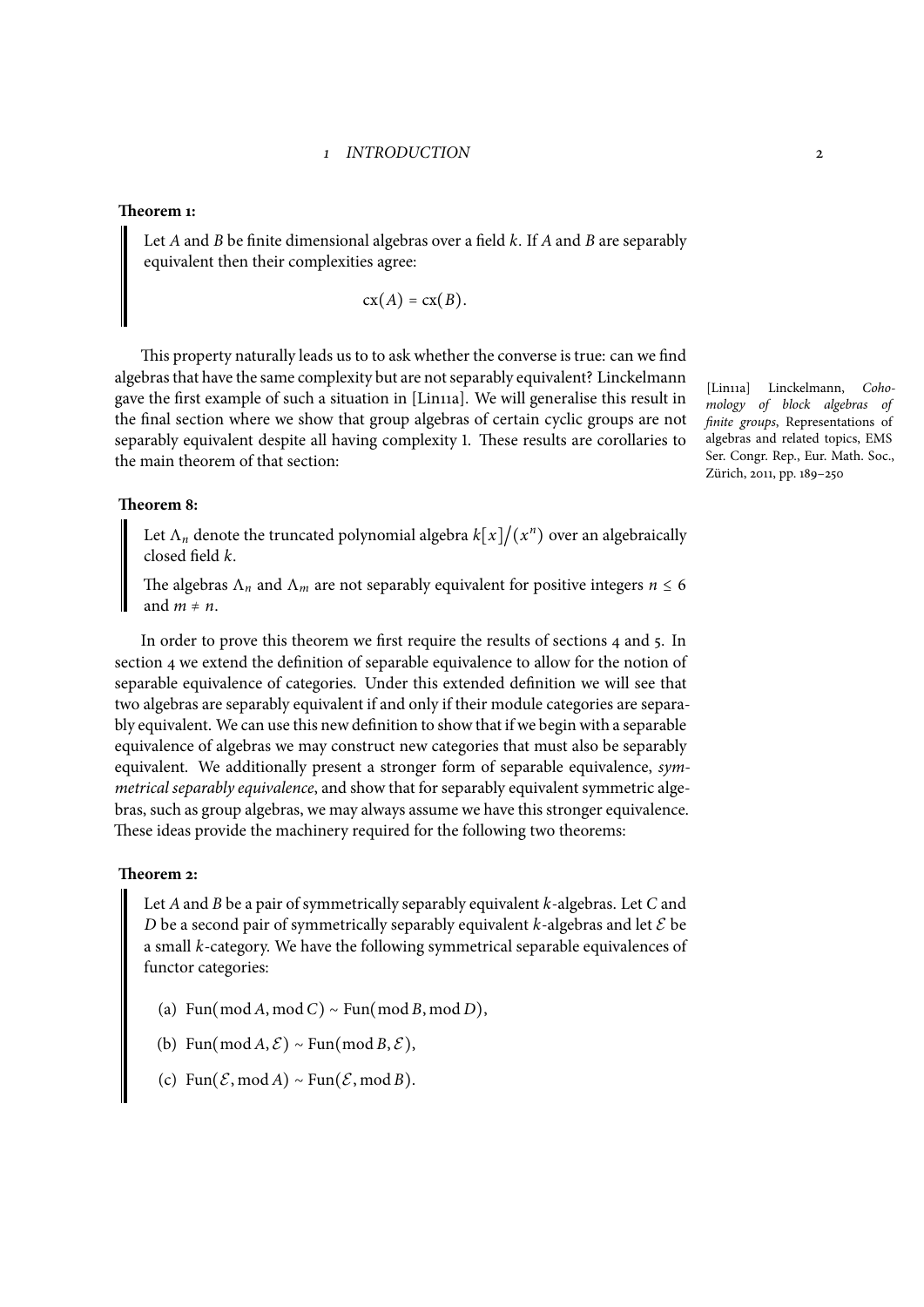**Theorem 1:**

Let $A$ and $B$ be finite dimensional algebras over a field $k$. If $A$ and $B$ are separably equivalent then their complexities agree:

$$\mathrm{cx}(A) = \mathrm{cx}(B).$$

This property naturally leads us to to ask whether the converse is true: can we find algebras that have the same complexity but are not separably equivalent? Linckelmann gave the first example of such a situation in [Lin11a]. We will generalise this result in the final section where we show that group algebras of certain cyclic groups are not separably equivalent despite all having complexity 1. These results are corollaries to the main theorem of that section:

[Lin11a] Linckelmann, *Cohomology of block algebras of finite groups*, Representations of algebras and related topics, EMS Ser. Congr. Rep., Eur. Math. Soc., Zürich, 2011, pp. 189–250

**Theorem 8:**

Let $\Lambda_n$ denote the truncated polynomial algebra $k[x]/(x^n)$ over an algebraically closed field $k$.

The algebras $\Lambda_n$ and $\Lambda_m$ are not separably equivalent for positive integers $n \leq 6$ and $m \neq n$.

In order to prove this theorem we first require the results of sections 4 and 5. In section 4 we extend the definition of separable equivalence to allow for the notion of separable equivalence of categories. Under this extended definition we will see that two algebras are separably equivalent if and only if their module categories are separably equivalent. We can use this new definition to show that if we begin with a separable equivalence of algebras we may construct new categories that must also be separably equivalent. We additionally present a stronger form of separable equivalence, *symmetrical separably equivalence*, and show that for separably equivalent symmetric algebras, such as group algebras, we may always assume we have this stronger equivalence. These ideas provide the machinery required for the following two theorems:

**Theorem 2:**

Let $A$ and $B$ be a pair of symmetrically separably equivalent $k$-algebras. Let $C$ and $D$ be a second pair of symmetrically separably equivalent $k$-algebras and let $\mathcal{E}$ be a small $k$-category. We have the following symmetrical separable equivalences of functor categories:

(a) $\mathrm{Fun}(\mathrm{mod}\, A, \mathrm{mod}\, C) \sim \mathrm{Fun}(\mathrm{mod}\, B, \mathrm{mod}\, D)$,

(b) $\mathrm{Fun}(\mathrm{mod}\, A, \mathcal{E}) \sim \mathrm{Fun}(\mathrm{mod}\, B, \mathcal{E})$,

(c) $\mathrm{Fun}(\mathcal{E}, \mathrm{mod}\, A) \sim \mathrm{Fun}(\mathcal{E}, \mathrm{mod}\, B)$.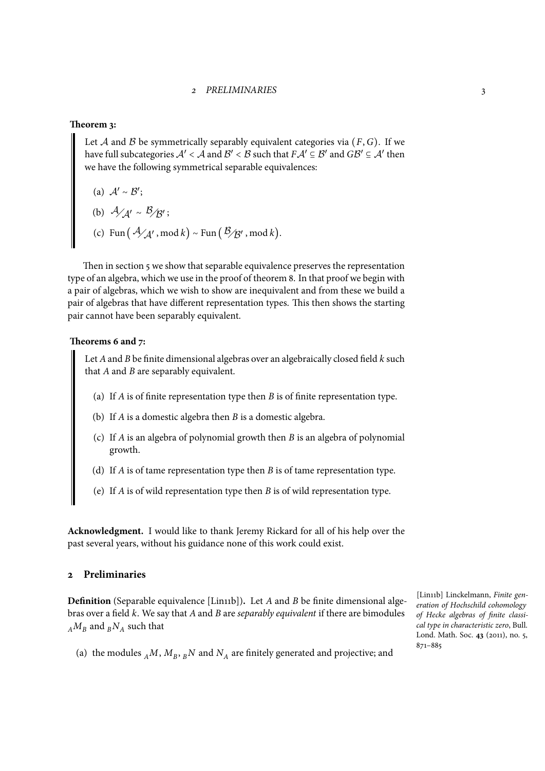**Theorem 3:**

> Let $\mathcal{A}$ and $\mathcal{B}$ be symmetrically separably equivalent categories via $(F, G)$. If we have full subcategories $\mathcal{A}' < \mathcal{A}$ and $\mathcal{B}' < \mathcal{B}$ such that $F\mathcal{A}' \subseteq \mathcal{B}'$ and $G\mathcal{B}' \subseteq \mathcal{A}'$ then we have the following symmetrical separable equivalences:
>
> (a) $\mathcal{A}' \sim \mathcal{B}'$;
>
> (b) $\mathcal{A}/\mathcal{A}' \sim \mathcal{B}/\mathcal{B}'$;
>
> (c) $\operatorname{Fun}\left(\mathcal{A}/\mathcal{A}', \operatorname{mod} k\right) \sim \operatorname{Fun}\left(\mathcal{B}/\mathcal{B}', \operatorname{mod} k\right)$.

Then in section 5 we show that separable equivalence preserves the representation type of an algebra, which we use in the proof of theorem 8. In that proof we begin with a pair of algebras, which we wish to show are inequivalent and from these we build a pair of algebras that have different representation types. This then shows the starting pair cannot have been separably equivalent.

**Theorems 6 and 7:**

> Let $A$ and $B$ be finite dimensional algebras over an algebraically closed field $k$ such that $A$ and $B$ are separably equivalent.
>
> (a) If $A$ is of finite representation type then $B$ is of finite representation type.
>
> (b) If $A$ is a domestic algebra then $B$ is a domestic algebra.
>
> (c) If $A$ is an algebra of polynomial growth then $B$ is an algebra of polynomial growth.
>
> (d) If $A$ is of tame representation type then $B$ is of tame representation type.
>
> (e) If $A$ is of wild representation type then $B$ is of wild representation type.

**Acknowledgment.** I would like to thank Jeremy Rickard for all of his help over the past several years, without his guidance none of this work could exist.

## 2 Preliminaries

**Definition** (Separable equivalence [Lin11b])**.** Let $A$ and $B$ be finite dimensional algebras over a field $k$. We say that $A$ and $B$ are *separably equivalent* if there are bimodules ${}_AM_B$ and ${}_BN_A$ such that

(a) the modules ${}_AM$, $M_B$, ${}_BN$ and $N_A$ are finitely generated and projective; and

[Lin11b] Linckelmann, *Finite generation of Hochschild cohomology of Hecke algebras of finite classical type in characteristic zero*, Bull. Lond. Math. Soc. **43** (2011), no. 5, 871–885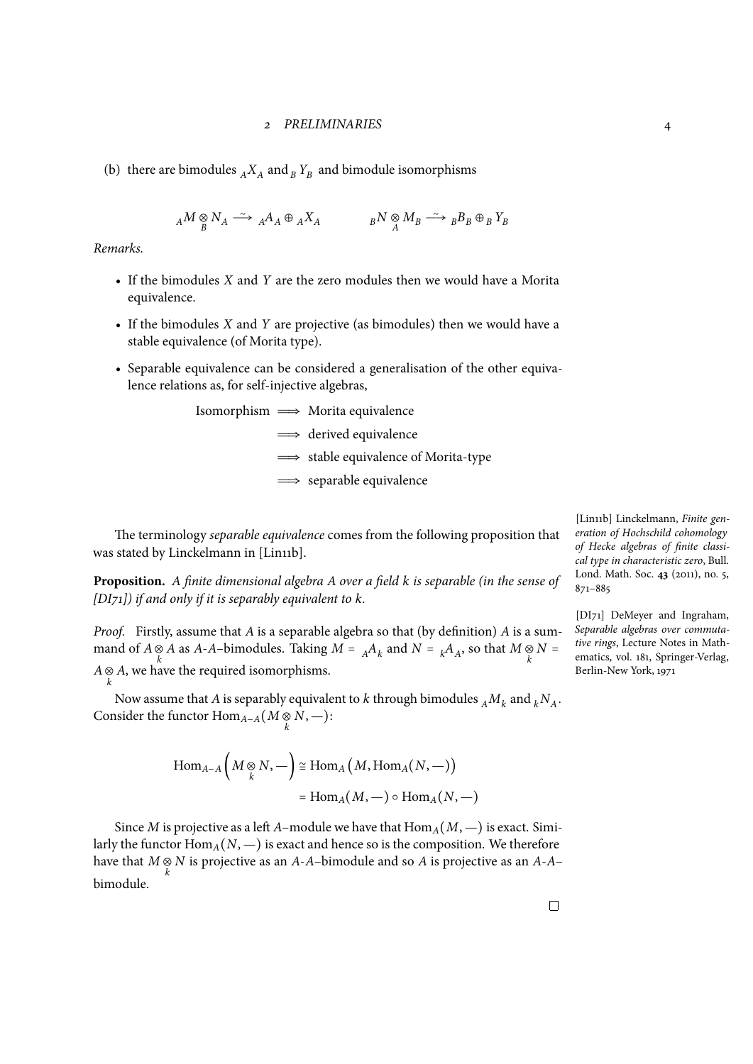(b) there are bimodules ${}_AX_A$ and ${}_BY_B$ and bimodule isomorphisms

$$ {}_AM \underset{B}{\otimes} N_A \xrightarrow{\sim} {}_AA_A \oplus {}_AX_A \qquad\qquad {}_BN \underset{A}{\otimes} M_B \xrightarrow{\sim} {}_BB_B \oplus {}_BY_B $$

*Remarks.*

- If the bimodules $X$ and $Y$ are the zero modules then we would have a Morita equivalence.
- If the bimodules $X$ and $Y$ are projective (as bimodules) then we would have a stable equivalence (of Morita type).
- Separable equivalence can be considered a generalisation of the other equivalence relations as, for self-injective algebras,

$$
\begin{aligned}
\text{Isomorphism} &\implies \text{Morita equivalence} \\
&\implies \text{derived equivalence} \\
&\implies \text{stable equivalence of Morita-type} \\
&\implies \text{separable equivalence}
\end{aligned}
$$

The terminology *separable equivalence* comes from the following proposition that was stated by Linckelmann in [Lin11b].

[Lin11b] Linckelmann, *Finite generation of Hochschild cohomology of Hecke algebras of finite classical type in characteristic zero*, Bull. Lond. Math. Soc. **43** (2011), no. 5, 871–885

**Proposition.** *A finite dimensional algebra $A$ over a field $k$ is separable (in the sense of [DI71]) if and only if it is separably equivalent to $k$.*

[DI71] DeMeyer and Ingraham, *Separable algebras over commutative rings*, Lecture Notes in Mathematics, vol. 181, Springer-Verlag, Berlin-New York, 1971

*Proof.* Firstly, assume that $A$ is a separable algebra so that (by definition) $A$ is a summand of $A \underset{k}{\otimes} A$ as $A$-$A$–bimodules. Taking $M = {}_AA_k$ and $N = {}_kA_A$, so that $M \underset{k}{\otimes} N = A \underset{k}{\otimes} A$, we have the required isomorphisms.

Now assume that $A$ is separably equivalent to $k$ through bimodules ${}_AM_k$ and ${}_kN_A$. Consider the functor $\mathrm{Hom}_{A\text{-}A}(M \underset{k}{\otimes} N, —)$:

$$
\begin{aligned}
\mathrm{Hom}_{A-A}\left(M \underset{k}{\otimes} N, —\right) &\cong \mathrm{Hom}_A\left(M, \mathrm{Hom}_A(N, —)\right) \\
&= \mathrm{Hom}_A(M, —) \circ \mathrm{Hom}_A(N, —)
\end{aligned}
$$

Since $M$ is projective as a left $A$–module we have that $\mathrm{Hom}_A(M, —)$ is exact. Similarly the functor $\mathrm{Hom}_A(N, —)$ is exact and hence so is the composition. We therefore have that $M \underset{k}{\otimes} N$ is projective as an $A$-$A$–bimodule and so $A$ is projective as an $A$-$A$–bimodule.

□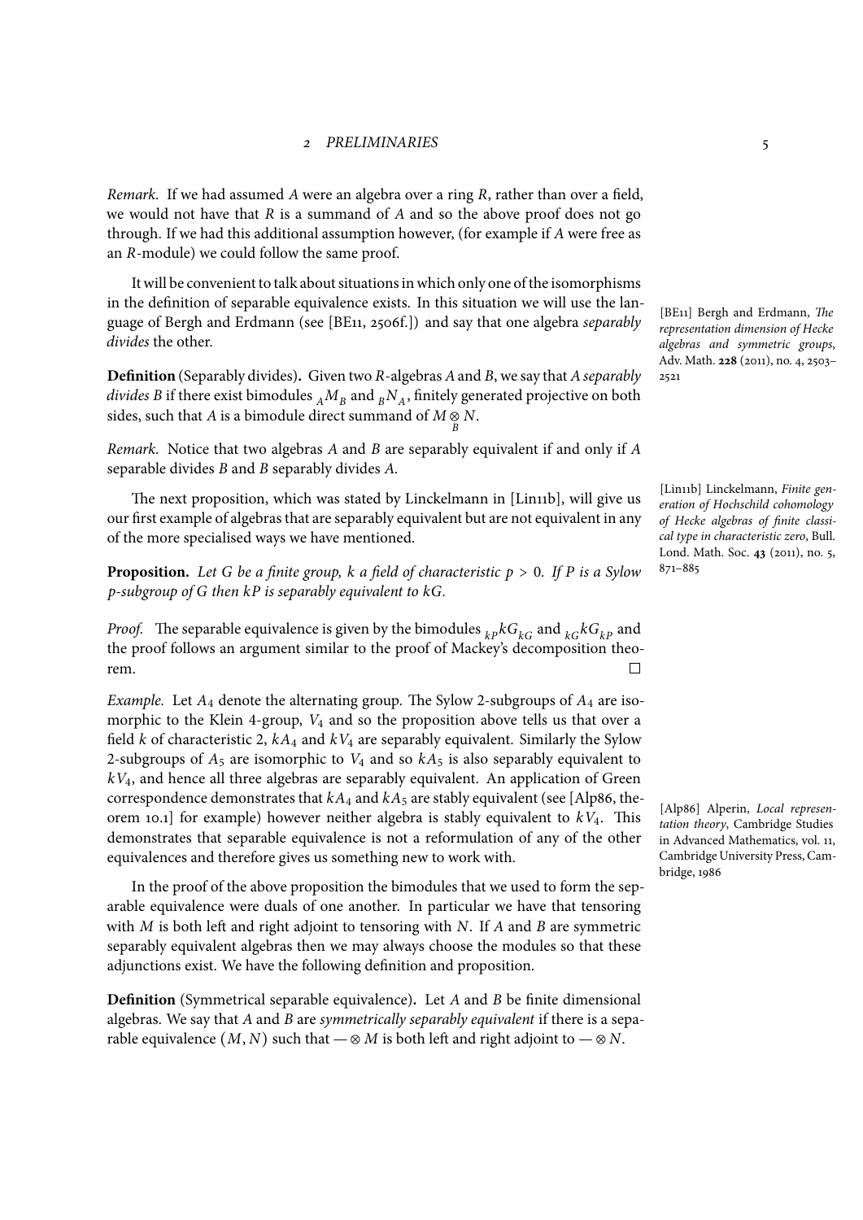*Remark.* If we had assumed $A$ were an algebra over a ring $R$, rather than over a field, we would not have that $R$ is a summand of $A$ and so the above proof does not go through. If we had this additional assumption however, (for example if $A$ were free as an $R$-module) we could follow the same proof.

It will be convenient to talk about situations in which only one of the isomorphisms in the definition of separable equivalence exists. In this situation we will use the language of Bergh and Erdmann (see [BE11, 2506f.]) and say that one algebra *separably divides* the other.

[BE11] Bergh and Erdmann, *The representation dimension of Hecke algebras and symmetric groups*, Adv. Math. **228** (2011), no. 4, 2503–2521

**Definition** (Separably divides)**.** Given two $R$-algebras $A$ and $B$, we say that $A$ *separably divides* $B$ if there exist bimodules ${}_AM_B$ and ${}_BN_A$, finitely generated projective on both sides, such that $A$ is a bimodule direct summand of $M \underset{B}{\otimes} N$.

*Remark.* Notice that two algebras $A$ and $B$ are separably equivalent if and only if $A$ separable divides $B$ and $B$ separably divides $A$.

The next proposition, which was stated by Linckelmann in [Lin11b], will give us our first example of algebras that are separably equivalent but are not equivalent in any of the more specialised ways we have mentioned.

[Lin11b] Linckelmann, *Finite generation of Hochschild cohomology of Hecke algebras of finite classical type in characteristic zero*, Bull. Lond. Math. Soc. **43** (2011), no. 5, 871–885

**Proposition.** *Let $G$ be a finite group, $k$ a field of characteristic $p > 0$. If $P$ is a Sylow $p$-subgroup of $G$ then $kP$ is separably equivalent to $kG$.*

*Proof.* The separable equivalence is given by the bimodules ${}_{kP}kG_{kG}$ and ${}_{kG}kG_{kP}$ and the proof follows an argument similar to the proof of Mackey's decomposition theorem. □

*Example.* Let $A_4$ denote the alternating group. The Sylow 2-subgroups of $A_4$ are isomorphic to the Klein 4-group, $V_4$ and so the proposition above tells us that over a field $k$ of characteristic 2, $kA_4$ and $kV_4$ are separably equivalent. Similarly the Sylow 2-subgroups of $A_5$ are isomorphic to $V_4$ and so $kA_5$ is also separably equivalent to $kV_4$, and hence all three algebras are separably equivalent. An application of Green correspondence demonstrates that $kA_4$ and $kA_5$ are stably equivalent (see [Alp86, theorem 10.1] for example) however neither algebra is stably equivalent to $kV_4$. This demonstrates that separable equivalence is not a reformulation of any of the other equivalences and therefore gives us something new to work with.

[Alp86] Alperin, *Local representation theory*, Cambridge Studies in Advanced Mathematics, vol. 11, Cambridge University Press, Cambridge, 1986

In the proof of the above proposition the bimodules that we used to form the separable equivalence were duals of one another. In particular we have that tensoring with $M$ is both left and right adjoint to tensoring with $N$. If $A$ and $B$ are symmetric separably equivalent algebras then we may always choose the modules so that these adjunctions exist. We have the following definition and proposition.

**Definition** (Symmetrical separable equivalence)**.** Let $A$ and $B$ be finite dimensional algebras. We say that $A$ and $B$ are *symmetrically separably equivalent* if there is a separable equivalence $(M, N)$ such that $- \otimes M$ is both left and right adjoint to $- \otimes N$.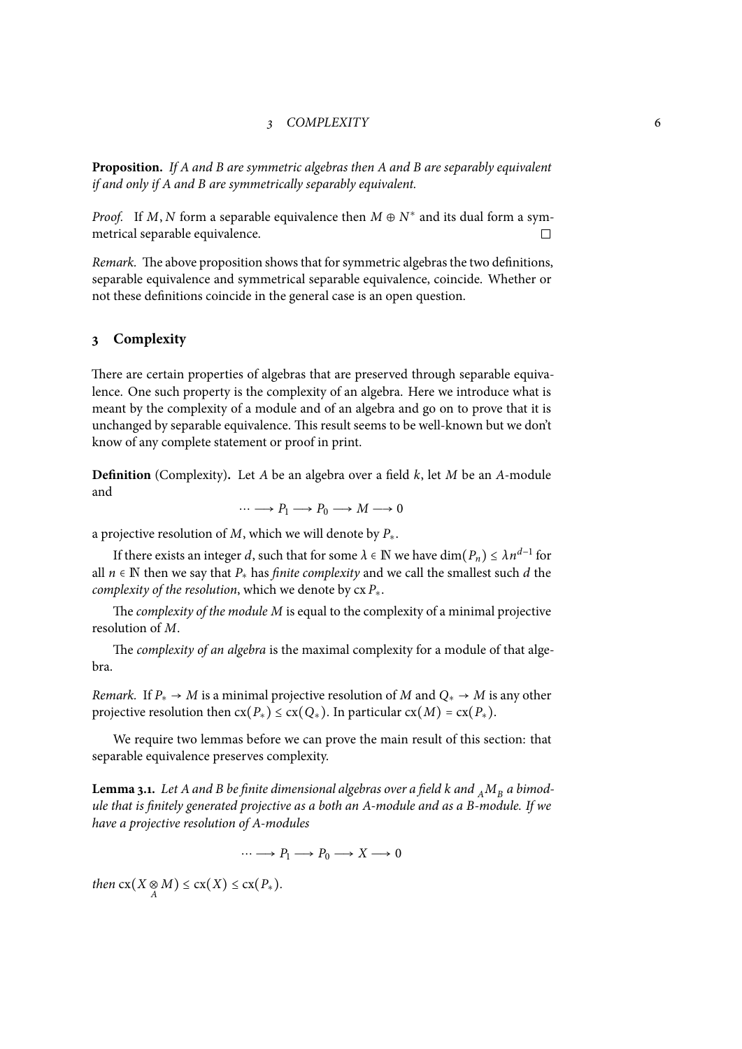**Proposition.** *If $A$ and $B$ are symmetric algebras then $A$ and $B$ are separably equivalent if and only if $A$ and $B$ are symmetrically separably equivalent.*

*Proof.* If $M, N$ form a separable equivalence then $M \oplus N^*$ and its dual form a symmetrical separable equivalence. □

*Remark.* The above proposition shows that for symmetric algebras the two definitions, separable equivalence and symmetrical separable equivalence, coincide. Whether or not these definitions coincide in the general case is an open question.

## 3 Complexity

There are certain properties of algebras that are preserved through separable equivalence. One such property is the complexity of an algebra. Here we introduce what is meant by the complexity of a module and of an algebra and go on to prove that it is unchanged by separable equivalence. This result seems to be well-known but we don't know of any complete statement or proof in print.

**Definition** (Complexity)**.** Let $A$ be an algebra over a field $k$, let $M$ be an $A$-module and

$$\cdots \longrightarrow P_1 \longrightarrow P_0 \longrightarrow M \longrightarrow 0$$

a projective resolution of $M$, which we will denote by $P_*$.

If there exists an integer $d$, such that for some $\lambda \in \mathbb{N}$ we have $\dim(P_n) \leq \lambda n^{d-1}$ for all $n \in \mathbb{N}$ then we say that $P_*$ has *finite complexity* and we call the smallest such $d$ the *complexity of the resolution*, which we denote by $\operatorname{cx} P_*$.

The *complexity of the module $M$* is equal to the complexity of a minimal projective resolution of $M$.

The *complexity of an algebra* is the maximal complexity for a module of that algebra.

*Remark.* If $P_* \to M$ is a minimal projective resolution of $M$ and $Q_* \to M$ is any other projective resolution then $\operatorname{cx}(P_*) \leq \operatorname{cx}(Q_*)$. In particular $\operatorname{cx}(M) = \operatorname{cx}(P_*)$.

We require two lemmas before we can prove the main result of this section: that separable equivalence preserves complexity.

**Lemma 3.1.** *Let $A$ and $B$ be finite dimensional algebras over a field $k$ and ${}_AM_B$ a bimodule that is finitely generated projective as a both an $A$-module and as a $B$-module. If we have a projective resolution of $A$-modules*

$$\cdots \longrightarrow P_1 \longrightarrow P_0 \longrightarrow X \longrightarrow 0$$

*then $\operatorname{cx}(X \underset{A}{\otimes} M) \leq \operatorname{cx}(X) \leq \operatorname{cx}(P_*)$.*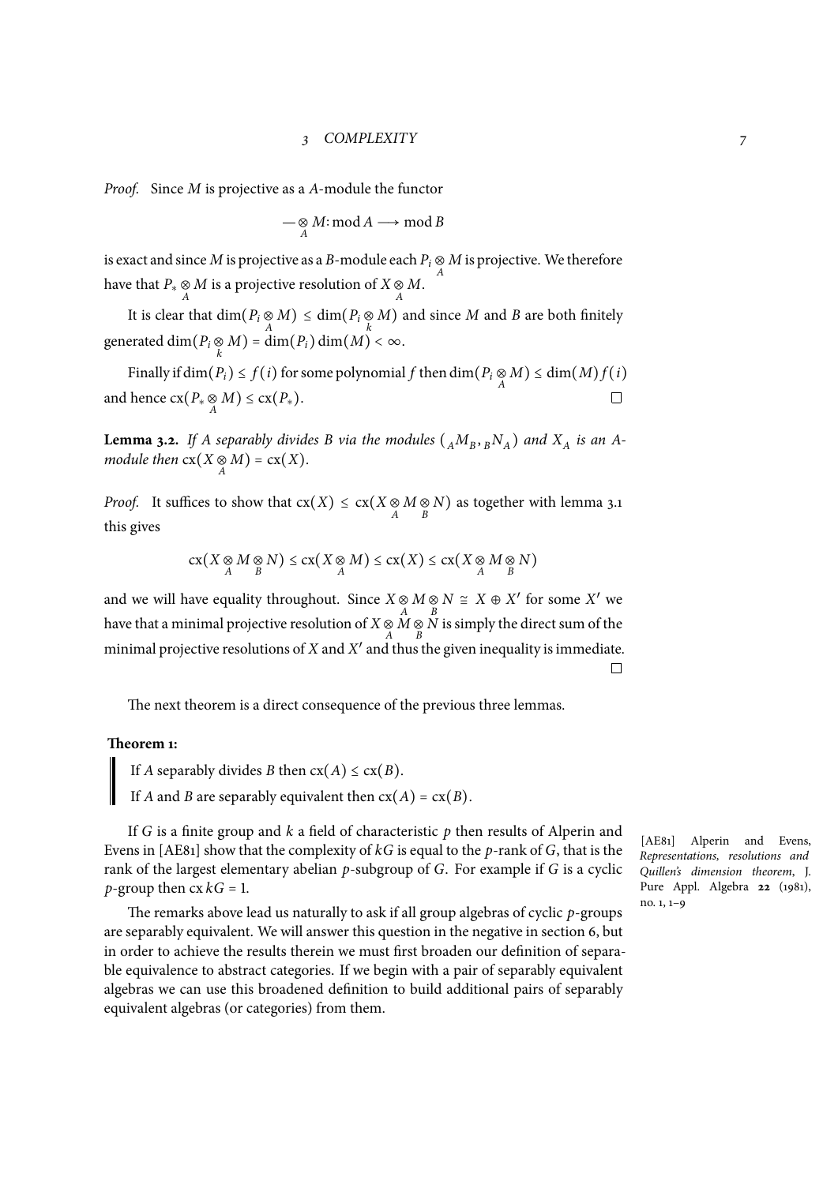*Proof.* Since $M$ is projective as a $A$-module the functor

$$- \underset{A}{\otimes} M \colon \operatorname{mod} A \longrightarrow \operatorname{mod} B$$

is exact and since $M$ is projective as a $B$-module each $P_i \underset{A}{\otimes} M$ is projective. We therefore have that $P_* \underset{A}{\otimes} M$ is a projective resolution of $X \underset{A}{\otimes} M$.

It is clear that $\dim(P_i \underset{A}{\otimes} M) \leq \dim(P_i \underset{k}{\otimes} M)$ and since $M$ and $B$ are both finitely generated $\dim(P_i \underset{k}{\otimes} M) = \dim(P_i)\dim(M) < \infty$.

Finally if $\dim(P_i) \leq f(i)$ for some polynomial $f$ then $\dim(P_i \underset{A}{\otimes} M) \leq \dim(M) f(i)$ and hence $\operatorname{cx}(P_* \underset{A}{\otimes} M) \leq \operatorname{cx}(P_*)$. □

**Lemma 3.2.** *If $A$ separably divides $B$ via the modules $({}_A M_B, {}_B N_A)$ and $X_A$ is an $A$-module then $\operatorname{cx}(X \underset{A}{\otimes} M) = \operatorname{cx}(X)$.*

*Proof.* It suffices to show that $\operatorname{cx}(X) \leq \operatorname{cx}(X \underset{A}{\otimes} M \underset{B}{\otimes} N)$ as together with lemma 3.1 this gives

$$\operatorname{cx}(X \underset{A}{\otimes} M \underset{B}{\otimes} N) \leq \operatorname{cx}(X \underset{A}{\otimes} M) \leq \operatorname{cx}(X) \leq \operatorname{cx}(X \underset{A}{\otimes} M \underset{B}{\otimes} N)$$

and we will have equality throughout. Since $X \underset{A}{\otimes} M \underset{B}{\otimes} N \cong X \oplus X'$ for some $X'$ we have that a minimal projective resolution of $X \underset{A}{\otimes} M \underset{B}{\otimes} N$ is simply the direct sum of the minimal projective resolutions of $X$ and $X'$ and thus the given inequality is immediate. □

The next theorem is a direct consequence of the previous three lemmas.

**Theorem 1:**

If $A$ separably divides $B$ then $\operatorname{cx}(A) \leq \operatorname{cx}(B)$.

If $A$ and $B$ are separably equivalent then $\operatorname{cx}(A) = \operatorname{cx}(B)$.

If $G$ is a finite group and $k$ a field of characteristic $p$ then results of Alperin and Evens in [AE81] show that the complexity of $kG$ is equal to the $p$-rank of $G$, that is the rank of the largest elementary abelian $p$-subgroup of $G$. For example if $G$ is a cyclic $p$-group then $\operatorname{cx} kG = 1$.

[AE81] Alperin and Evens, *Representations, resolutions and Quillen's dimension theorem*, J. Pure Appl. Algebra **22** (1981), no. 1, 1–9

The remarks above lead us naturally to ask if all group algebras of cyclic $p$-groups are separably equivalent. We will answer this question in the negative in section 6, but in order to achieve the results therein we must first broaden our definition of separable equivalence to abstract categories. If we begin with a pair of separably equivalent algebras we can use this broadened definition to build additional pairs of separably equivalent algebras (or categories) from them.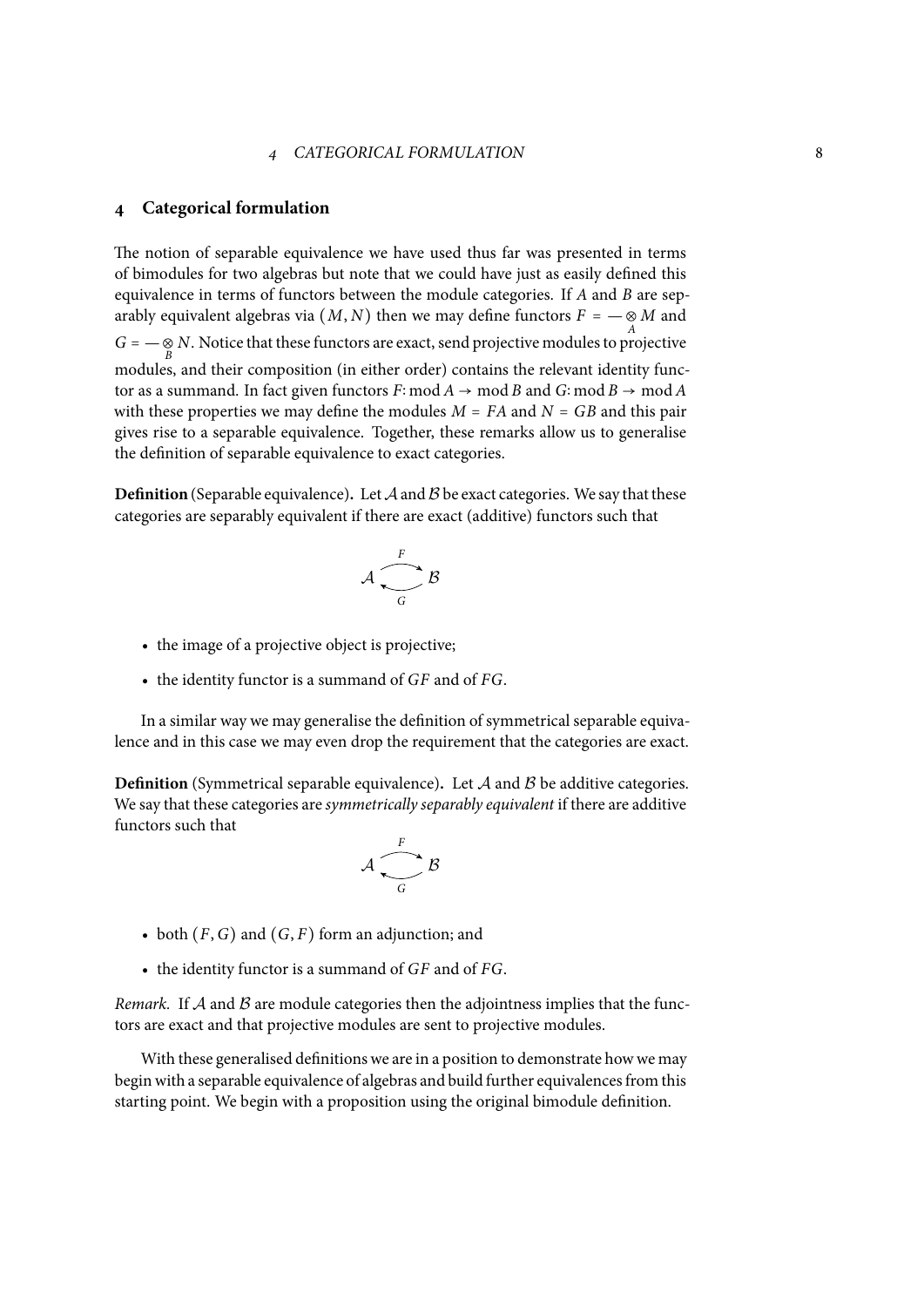## 4 Categorical formulation

The notion of separable equivalence we have used thus far was presented in terms of bimodules for two algebras but note that we could have just as easily defined this equivalence in terms of functors between the module categories. If $A$ and $B$ are separably equivalent algebras via $(M, N)$ then we may define functors $F = - \underset{A}{\otimes} M$ and $G = - \underset{B}{\otimes} N$. Notice that these functors are exact, send projective modules to projective modules, and their composition (in either order) contains the relevant identity functor as a summand. In fact given functors $F\colon \operatorname{mod} A \to \operatorname{mod} B$ and $G\colon \operatorname{mod} B \to \operatorname{mod} A$ with these properties we may define the modules $M = FA$ and $N = GB$ and this pair gives rise to a separable equivalence. Together, these remarks allow us to generalise the definition of separable equivalence to exact categories.

**Definition** (Separable equivalence)**.** Let $\mathcal{A}$ and $\mathcal{B}$ be exact categories. We say that these categories are separably equivalent if there are exact (additive) functors such that

$$\mathcal{A} \underset{G}{\overset{F}{\rightleftarrows}} \mathcal{B}$$

- the image of a projective object is projective;
- the identity functor is a summand of $GF$ and of $FG$.

In a similar way we may generalise the definition of symmetrical separable equivalence and in this case we may even drop the requirement that the categories are exact.

**Definition** (Symmetrical separable equivalence)**.** Let $\mathcal{A}$ and $\mathcal{B}$ be additive categories. We say that these categories are *symmetrically separably equivalent* if there are additive functors such that

$$\mathcal{A} \underset{G}{\overset{F}{\rightleftarrows}} \mathcal{B}$$

- both $(F, G)$ and $(G, F)$ form an adjunction; and
- the identity functor is a summand of $GF$ and of $FG$.

*Remark.* If $\mathcal{A}$ and $\mathcal{B}$ are module categories then the adjointness implies that the functors are exact and that projective modules are sent to projective modules.

With these generalised definitions we are in a position to demonstrate how we may begin with a separable equivalence of algebras and build further equivalences from this starting point. We begin with a proposition using the original bimodule definition.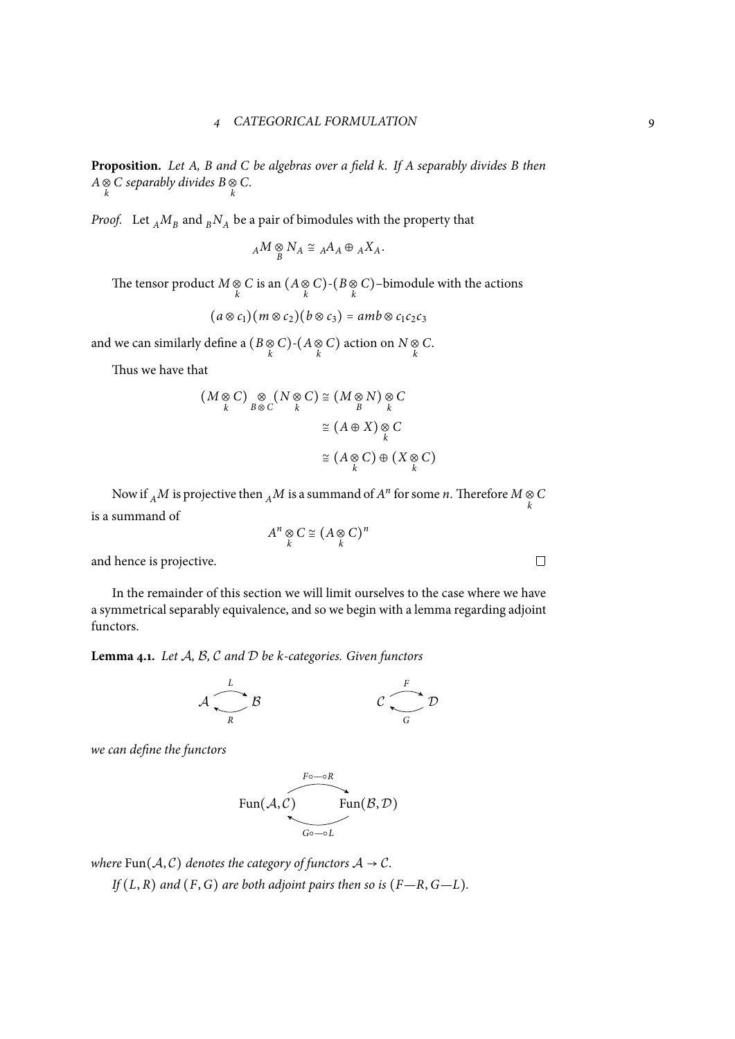**Proposition.** *Let A, B and C be algebras over a field k. If A separably divides B then $A \underset{k}{\otimes} C$ separably divides $B \underset{k}{\otimes} C$.*

*Proof.* Let ${}_AM_B$ and ${}_BN_A$ be a pair of bimodules with the property that

$$ {}_AM \underset{B}{\otimes} N_A \cong {}_AA_A \oplus {}_AX_A. $$

The tensor product $M \underset{k}{\otimes} C$ is an $(A \underset{k}{\otimes} C)$-$(B \underset{k}{\otimes} C)$–bimodule with the actions

$$ (a \otimes c_1)(m \otimes c_2)(b \otimes c_3) = amb \otimes c_1c_2c_3 $$

and we can similarly define a $(B \underset{k}{\otimes} C)$-$(A \underset{k}{\otimes} C)$ action on $N \underset{k}{\otimes} C$.

Thus we have that

$$ \begin{aligned} (M \underset{k}{\otimes} C) \underset{B \otimes C}{\otimes} (N \underset{k}{\otimes} C) &\cong (M \underset{B}{\otimes} N) \underset{k}{\otimes} C \\ &\cong (A \oplus X) \underset{k}{\otimes} C \\ &\cong (A \underset{k}{\otimes} C) \oplus (X \underset{k}{\otimes} C) \end{aligned} $$

Now if ${}_AM$ is projective then ${}_AM$ is a summand of $A^n$ for some $n$. Therefore $M \underset{k}{\otimes} C$ is a summand of

$$ A^n \underset{k}{\otimes} C \cong (A \underset{k}{\otimes} C)^n $$

and hence is projective. $\square$

In the remainder of this section we will limit ourselves to the case where we have a symmetrical separably equivalence, and so we begin with a lemma regarding adjoint functors.

**Lemma 4.1.** *Let $\mathcal{A}$, $\mathcal{B}$, $\mathcal{C}$ and $\mathcal{D}$ be k-categories. Given functors*

$$ \mathcal{A} \underset{R}{\overset{L}{\rightleftarrows}} \mathcal{B} \qquad\qquad \mathcal{C} \underset{G}{\overset{F}{\rightleftarrows}} \mathcal{D} $$

*we can define the functors*

$$ \mathrm{Fun}(\mathcal{A}, \mathcal{C}) \underset{G\circ - \circ L}{\overset{F\circ - \circ R}{\rightleftarrows}} \mathrm{Fun}(\mathcal{B}, \mathcal{D}) $$

*where* $\mathrm{Fun}(\mathcal{A}, \mathcal{C})$ *denotes the category of functors* $\mathcal{A} \to \mathcal{C}$.

*If $(L, R)$ and $(F, G)$ are both adjoint pairs then so is $(F—R, G—L)$.*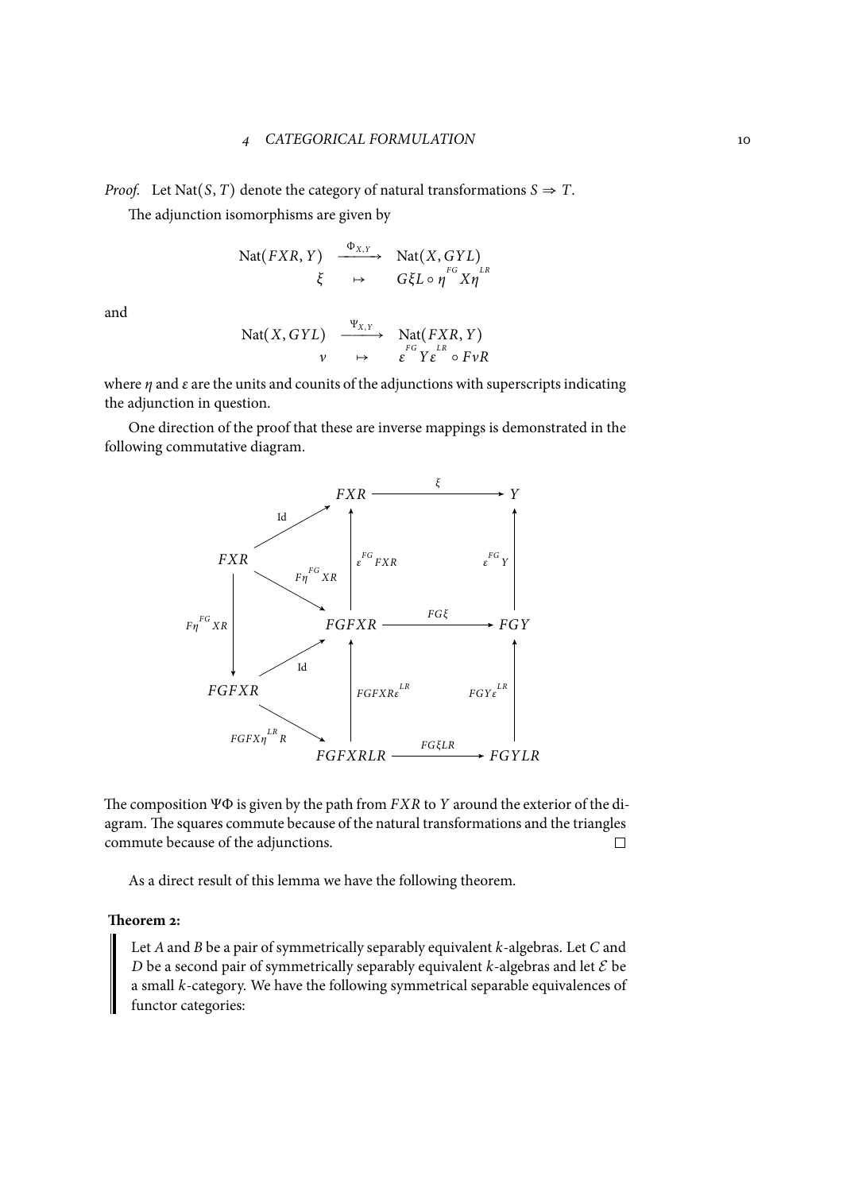*Proof.* Let $\mathrm{Nat}(S, T)$ denote the category of natural transformations $S \Rightarrow T$.

The adjunction isomorphisms are given by

$$\begin{array}{ccc} \mathrm{Nat}(FXR, Y) & \xrightarrow{\Phi_{X,Y}} & \mathrm{Nat}(X, GYL) \\ \xi & \mapsto & G\xi L \circ \overset{FG}{\eta} X \overset{LR}{\eta} \end{array}$$

and

$$\begin{array}{ccc} \mathrm{Nat}(X, GYL) & \xrightarrow{\Psi_{X,Y}} & \mathrm{Nat}(FXR, Y) \\ \nu & \mapsto & \overset{FG}{\varepsilon} Y \overset{LR}{\varepsilon} \circ F\nu R \end{array}$$

where $\eta$ and $\varepsilon$ are the units and counits of the adjunctions with superscripts indicating the adjunction in question.

One direction of the proof that these are inverse mappings is demonstrated in the following commutative diagram.

$$\begin{array}{ccccc}
 & & FXR & \xrightarrow{\ \xi\ } & Y \\
 & \overset{\mathrm{Id}}{\nearrow} & \uparrow {\scriptstyle \overset{FG}{\varepsilon} FXR} & & \uparrow {\scriptstyle \overset{FG}{\varepsilon} Y} \\
FXR & \xrightarrow{F\overset{FG}{\eta} XR} & FGFXR & \xrightarrow{\ FG\xi\ } & FGY \\
\downarrow {\scriptstyle F\overset{FG}{\eta} XR} & \overset{\mathrm{Id}}{\nearrow} & \uparrow {\scriptstyle FGFXR\overset{LR}{\varepsilon}} & & \uparrow {\scriptstyle FGY\overset{LR}{\varepsilon}} \\
FGFXR & \xrightarrow{FGFX\overset{LR}{\eta} R} & FGFXRLR & \xrightarrow{\ FG\xi LR\ } & FGYLR
\end{array}$$

The composition $\Psi\Phi$ is given by the path from $FXR$ to $Y$ around the exterior of the diagram. The squares commute because of the natural transformations and the triangles commute because of the adjunctions. □

As a direct result of this lemma we have the following theorem.

**Theorem 2:**

Let $A$ and $B$ be a pair of symmetrically separably equivalent $k$-algebras. Let $C$ and $D$ be a second pair of symmetrically separably equivalent $k$-algebras and let $\mathcal{E}$ be a small $k$-category. We have the following symmetrical separable equivalences of functor categories: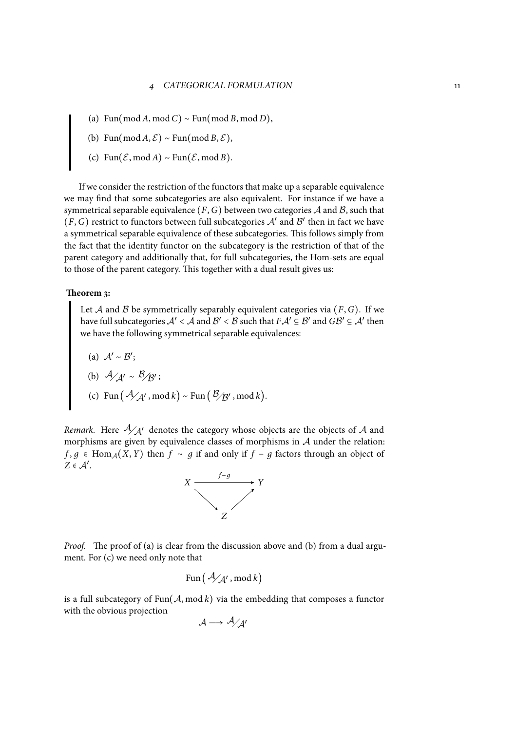(a) $\mathrm{Fun}(\bmod A, \bmod C) \sim \mathrm{Fun}(\bmod B, \bmod D)$,

(b) $\mathrm{Fun}(\bmod A, \mathcal{E}) \sim \mathrm{Fun}(\bmod B, \mathcal{E})$,

(c) $\mathrm{Fun}(\mathcal{E}, \bmod A) \sim \mathrm{Fun}(\mathcal{E}, \bmod B)$.

If we consider the restriction of the functors that make up a separable equivalence we may find that some subcategories are also equivalent. For instance if we have a symmetrical separable equivalence $(F, G)$ between two categories $\mathcal{A}$ and $\mathcal{B}$, such that $(F, G)$ restrict to functors between full subcategories $\mathcal{A}'$ and $\mathcal{B}'$ then in fact we have a symmetrical separable equivalence of these subcategories. This follows simply from the fact that the identity functor on the subcategory is the restriction of that of the parent category and additionally that, for full subcategories, the Hom-sets are equal to those of the parent category. This together with a dual result gives us:

**Theorem 3:**

Let $\mathcal{A}$ and $\mathcal{B}$ be symmetrically separably equivalent categories via $(F, G)$. If we have full subcategories $\mathcal{A}' < \mathcal{A}$ and $\mathcal{B}' < \mathcal{B}$ such that $F\mathcal{A}' \subseteq \mathcal{B}'$ and $G\mathcal{B}' \subseteq \mathcal{A}'$ then we have the following symmetrical separable equivalences:

(a) $\mathcal{A}' \sim \mathcal{B}'$;

(b) $\mathcal{A}/\mathcal{A}' \sim \mathcal{B}/\mathcal{B}'$;

(c) $\mathrm{Fun}\left(\mathcal{A}/\mathcal{A}', \bmod k\right) \sim \mathrm{Fun}\left(\mathcal{B}/\mathcal{B}', \bmod k\right)$.

*Remark.* Here $\mathcal{A}/\mathcal{A}'$ denotes the category whose objects are the objects of $\mathcal{A}$ and morphisms are given by equivalence classes of morphisms in $\mathcal{A}$ under the relation: $f, g \in \mathrm{Hom}_{\mathcal{A}}(X, Y)$ then $f \sim g$ if and only if $f - g$ factors through an object of $Z \in \mathcal{A}'$.

$$X \xrightarrow{f-g} Y, \quad X \longrightarrow Z \longrightarrow Y$$

*Proof.* The proof of (a) is clear from the discussion above and (b) from a dual argument. For (c) we need only note that

$$\mathrm{Fun}\left(\mathcal{A}/\mathcal{A}', \bmod k\right)$$

is a full subcategory of $\mathrm{Fun}(\mathcal{A}, \bmod k)$ via the embedding that composes a functor with the obvious projection

$$\mathcal{A} \longrightarrow \mathcal{A}/\mathcal{A}'$$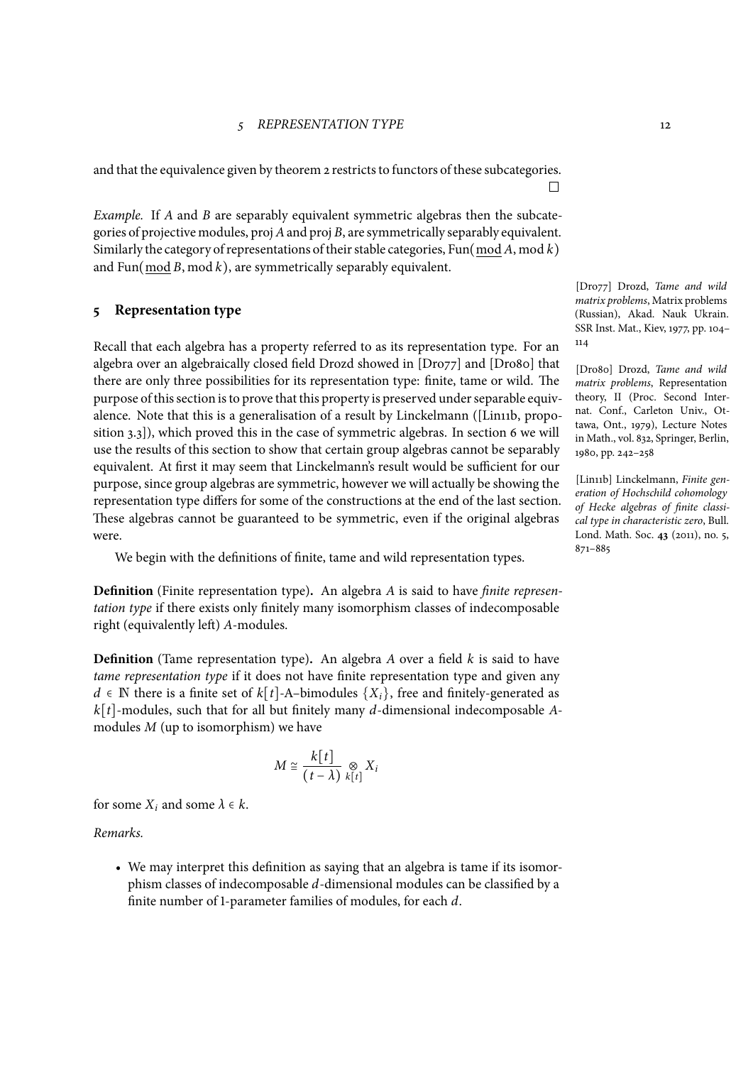and that the equivalence given by theorem 2 restricts to functors of these subcategories. □

*Example.* If $A$ and $B$ are separably equivalent symmetric algebras then the subcategories of projective modules, proj $A$ and proj $B$, are symmetrically separably equivalent. Similarly the category of representations of their stable categories, $\text{Fun}(\underline{\text{mod}}\, A, \text{mod}\, k)$ and $\text{Fun}(\underline{\text{mod}}\, B, \text{mod}\, k)$, are symmetrically separably equivalent.

## 5 Representation type

Recall that each algebra has a property referred to as its representation type. For an algebra over an algebraically closed field Drozd showed in [Dro77] and [Dro80] that there are only three possibilities for its representation type: finite, tame or wild. The purpose of this section is to prove that this property is preserved under separable equivalence. Note that this is a generalisation of a result by Linckelmann ([Lin11b, proposition 3.3]), which proved this in the case of symmetric algebras. In section 6 we will use the results of this section to show that certain group algebras cannot be separably equivalent. At first it may seem that Linckelmann's result would be sufficient for our purpose, since group algebras are symmetric, however we will actually be showing the representation type differs for some of the constructions at the end of the last section. These algebras cannot be guaranteed to be symmetric, even if the original algebras were.

[Dro77] Drozd, *Tame and wild matrix problems*, Matrix problems (Russian), Akad. Nauk Ukrain. SSR Inst. Mat., Kiev, 1977, pp. 104–114

[Dro80] Drozd, *Tame and wild matrix problems*, Representation theory, II (Proc. Second Internat. Conf., Carleton Univ., Ottawa, Ont., 1979), Lecture Notes in Math., vol. 832, Springer, Berlin, 1980, pp. 242–258

[Lin11b] Linckelmann, *Finite generation of Hochschild cohomology of Hecke algebras of finite classical type in characteristic zero*, Bull. Lond. Math. Soc. **43** (2011), no. 5, 871–885

We begin with the definitions of finite, tame and wild representation types.

**Definition** (Finite representation type)**.** An algebra $A$ is said to have *finite representation type* if there exists only finitely many isomorphism classes of indecomposable right (equivalently left) $A$-modules.

**Definition** (Tame representation type)**.** An algebra $A$ over a field $k$ is said to have *tame representation type* if it does not have finite representation type and given any $d \in \mathbb{N}$ there is a finite set of $k[t]$-A–bimodules $\{X_i\}$, free and finitely-generated as $k[t]$-modules, such that for all but finitely many $d$-dimensional indecomposable $A$-modules $M$ (up to isomorphism) we have

$$M \cong \frac{k[t]}{(t-\lambda)} \underset{k[t]}{\otimes} X_i$$

for some $X_i$ and some $\lambda \in k$.

*Remarks.*

- We may interpret this definition as saying that an algebra is tame if its isomorphism classes of indecomposable $d$-dimensional modules can be classified by a finite number of 1-parameter families of modules, for each $d$.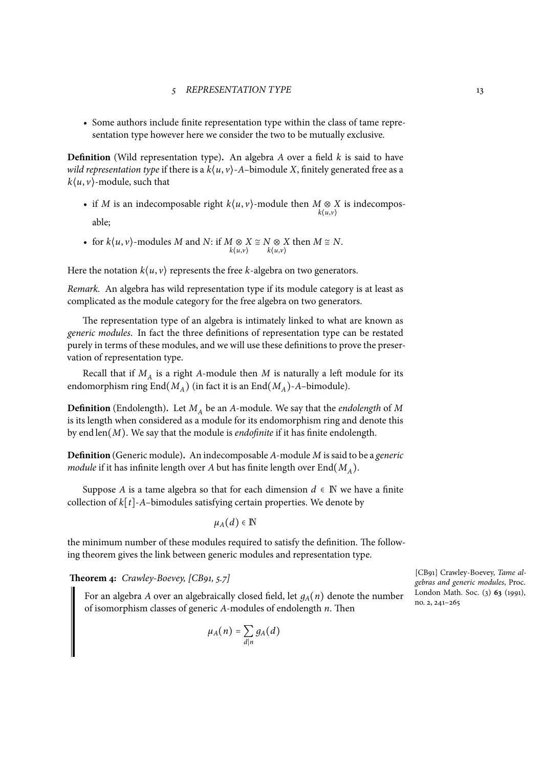- Some authors include finite representation type within the class of tame representation type however here we consider the two to be mutually exclusive.

**Definition** (Wild representation type)**.** An algebra $A$ over a field $k$ is said to have *wild representation type* if there is a $k\langle u,v\rangle$-$A$–bimodule $X$, finitely generated free as a $k\langle u,v\rangle$-module, such that

- if $M$ is an indecomposable right $k\langle u,v\rangle$-module then $M \underset{k\langle u,v\rangle}{\otimes} X$ is indecomposable;
- for $k\langle u,v\rangle$-modules $M$ and $N$: if $M \underset{k\langle u,v\rangle}{\otimes} X \cong N \underset{k\langle u,v\rangle}{\otimes} X$ then $M \cong N$.

Here the notation $k\langle u,v\rangle$ represents the free $k$-algebra on two generators.

*Remark.* An algebra has wild representation type if its module category is at least as complicated as the module category for the free algebra on two generators.

The representation type of an algebra is intimately linked to what are known as *generic modules*. In fact the three definitions of representation type can be restated purely in terms of these modules, and we will use these definitions to prove the preservation of representation type.

Recall that if $M_A$ is a right $A$-module then $M$ is naturally a left module for its endomorphism ring $\operatorname{End}(M_A)$ (in fact it is an $\operatorname{End}(M_A)$-$A$–bimodule).

**Definition** (Endolength)**.** Let $M_A$ be an $A$-module. We say that the *endolength* of $M$ is its length when considered as a module for its endomorphism ring and denote this by $\operatorname{end len}(M)$. We say that the module is *endofinite* if it has finite endolength.

**Definition** (Generic module)**.** An indecomposable $A$-module $M$ is said to be a *generic module* if it has infinite length over $A$ but has finite length over $\operatorname{End}(M_A)$.

Suppose $A$ is a tame algebra so that for each dimension $d \in \mathbb{N}$ we have a finite collection of $k[t]$-$A$–bimodules satisfying certain properties. We denote by

$$\mu_A(d) \in \mathbb{N}$$

the minimum number of these modules required to satisfy the definition. The following theorem gives the link between generic modules and representation type.

**Theorem 4:** *Crawley-Boevey, [CB91, 5.7]*

For an algebra $A$ over an algebraically closed field, let $g_A(n)$ denote the number of isomorphism classes of generic $A$-modules of endolength $n$. Then

$$\mu_A(n) = \sum_{d|n} g_A(d)$$

[CB91] Crawley-Boevey, *Tame algebras and generic modules*, Proc. London Math. Soc. (3) **63** (1991), no. 2, 241–265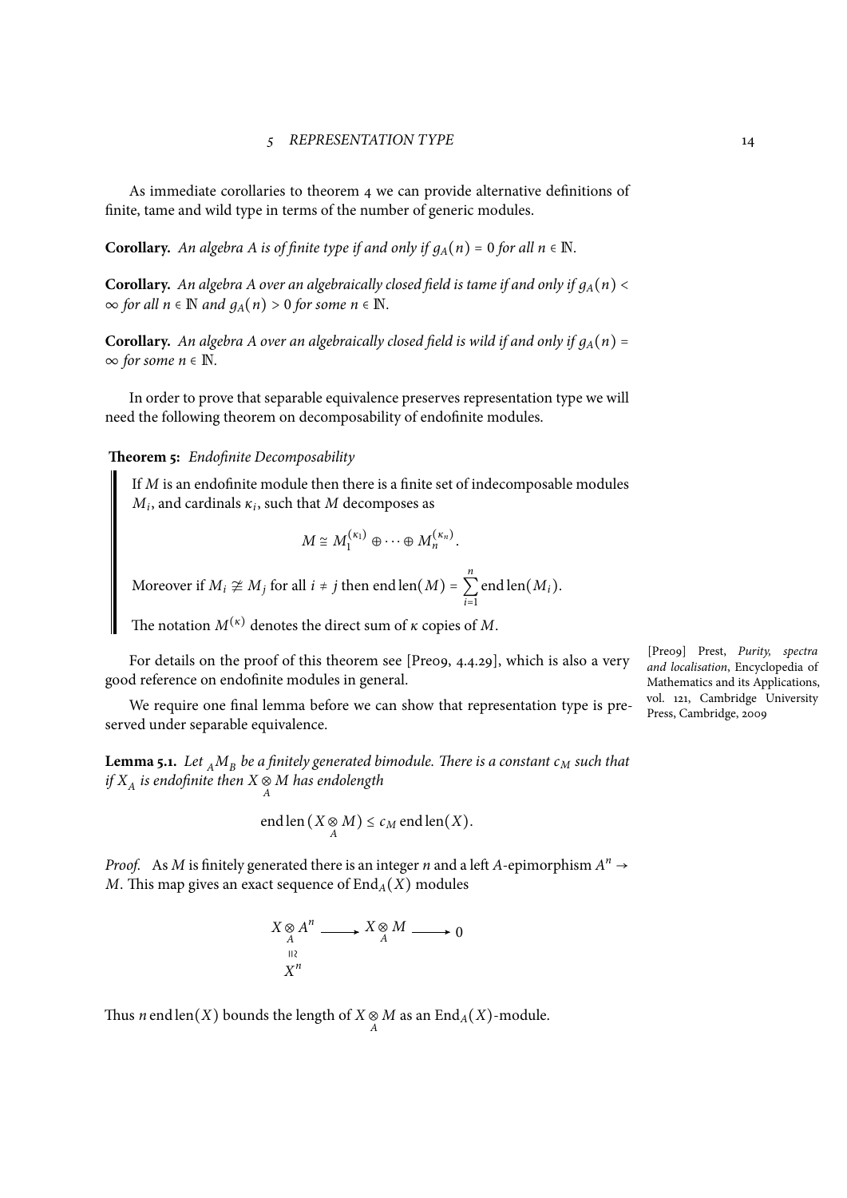As immediate corollaries to theorem 4 we can provide alternative definitions of finite, tame and wild type in terms of the number of generic modules.

**Corollary.** *An algebra $A$ is of finite type if and only if $g_A(n) = 0$ for all $n \in \mathbb{N}$.*

**Corollary.** *An algebra $A$ over an algebraically closed field is tame if and only if $g_A(n) < \infty$ for all $n \in \mathbb{N}$ and $g_A(n) > 0$ for some $n \in \mathbb{N}$.*

**Corollary.** *An algebra $A$ over an algebraically closed field is wild if and only if $g_A(n) = \infty$ for some $n \in \mathbb{N}$.*

In order to prove that separable equivalence preserves representation type we will need the following theorem on decomposability of endofinite modules.

**Theorem 5:** *Endofinite Decomposability*

> If $M$ is an endofinite module then there is a finite set of indecomposable modules $M_i$, and cardinals $\kappa_i$, such that $M$ decomposes as
>
> $$M \cong M_1^{(\kappa_1)} \oplus \cdots \oplus M_n^{(\kappa_n)}.$$
>
> Moreover if $M_i \not\cong M_j$ for all $i \neq j$ then $\operatorname{end\,len}(M) = \sum_{i=1}^{n} \operatorname{end\,len}(M_i)$.
>
> The notation $M^{(\kappa)}$ denotes the direct sum of $\kappa$ copies of $M$.

For details on the proof of this theorem see [Pre09, 4.4.29], which is also a very good reference on endofinite modules in general.

[Pre09] Prest, *Purity, spectra and localisation*, Encyclopedia of Mathematics and its Applications, vol. 121, Cambridge University Press, Cambridge, 2009

We require one final lemma before we can show that representation type is preserved under separable equivalence.

**Lemma 5.1.** *Let ${}_AM_B$ be a finitely generated bimodule. There is a constant $c_M$ such that if $X_A$ is endofinite then $X \underset{A}{\otimes} M$ has endolength*

$$\operatorname{end\,len}\big(X \underset{A}{\otimes} M\big) \leq c_M \operatorname{end\,len}(X).$$

*Proof.* As $M$ is finitely generated there is an integer $n$ and a left $A$-epimorphism $A^n \to M$. This map gives an exact sequence of $\operatorname{End}_A(X)$ modules

$$\begin{array}{ccccc} X \underset{A}{\otimes} A^n & \longrightarrow & X \underset{A}{\otimes} M & \longrightarrow & 0 \\ \wr\wr & & & & \\ X^n & & & & \end{array}$$

Thus $n \operatorname{end\,len}(X)$ bounds the length of $X \underset{A}{\otimes} M$ as an $\operatorname{End}_A(X)$-module.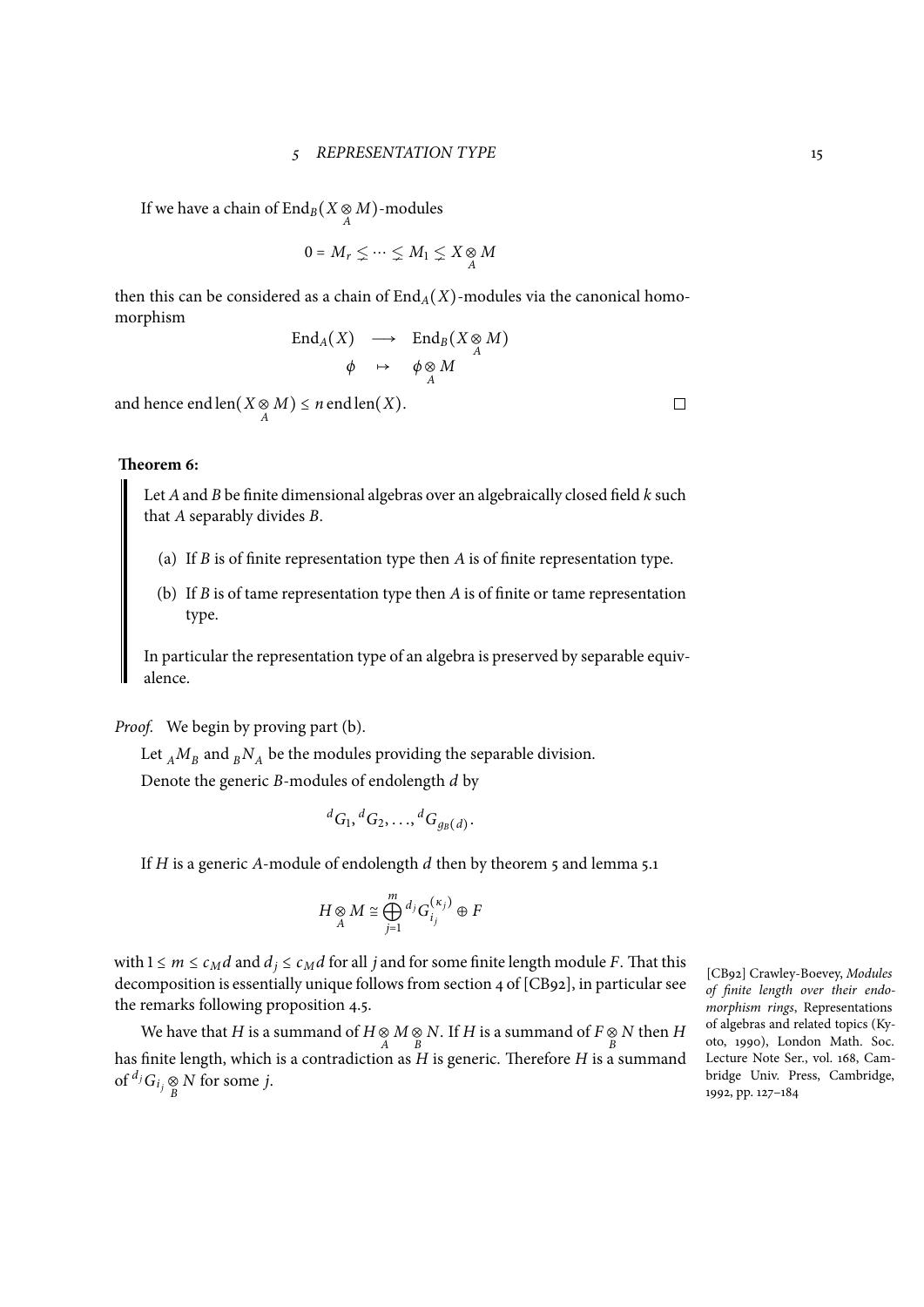If we have a chain of $\operatorname{End}_B(X \underset{A}{\otimes} M)$-modules

$$0 = M_r \lneq \cdots \lneq M_1 \lneq X \underset{A}{\otimes} M$$

then this can be considered as a chain of $\operatorname{End}_A(X)$-modules via the canonical homomorphism

$$\begin{array}{ccc} \operatorname{End}_A(X) & \longrightarrow & \operatorname{End}_B(X \underset{A}{\otimes} M) \\ \phi & \mapsto & \phi \underset{A}{\otimes} M \end{array}$$

and hence $\operatorname{end\,len}(X \underset{A}{\otimes} M) \leq n \operatorname{end\,len}(X)$. □

**Theorem 6:**

> Let $A$ and $B$ be finite dimensional algebras over an algebraically closed field $k$ such that $A$ separably divides $B$.
>
> (a) If $B$ is of finite representation type then $A$ is of finite representation type.
>
> (b) If $B$ is of tame representation type then $A$ is of finite or tame representation type.
>
> In particular the representation type of an algebra is preserved by separable equivalence.

*Proof.* We begin by proving part (b).

Let ${}_AM_B$ and ${}_BN_A$ be the modules providing the separable division.

Denote the generic $B$-modules of endolength $d$ by

$${}^dG_1, {}^dG_2, \ldots, {}^dG_{g_B(d)}.$$

If $H$ is a generic $A$-module of endolength $d$ then by theorem 5 and lemma 5.1

$$H \underset{A}{\otimes} M \cong \bigoplus_{j=1}^{m} {}^{d_j}G_{i_j}^{(\kappa_j)} \oplus F$$

with $1 \leq m \leq c_M d$ and $d_j \leq c_M d$ for all $j$ and for some finite length module $F$. That this decomposition is essentially unique follows from section 4 of [CB92], in particular see the remarks following proposition 4.5.

[CB92] Crawley-Boevey, *Modules of finite length over their endomorphism rings*, Representations of algebras and related topics (Kyoto, 1990), London Math. Soc. Lecture Note Ser., vol. 168, Cambridge Univ. Press, Cambridge, 1992, pp. 127–184

We have that $H$ is a summand of $H \underset{A}{\otimes} M \underset{B}{\otimes} N$. If $H$ is a summand of $F \underset{B}{\otimes} N$ then $H$ has finite length, which is a contradiction as $H$ is generic. Therefore $H$ is a summand of ${}^{d_j}G_{i_j} \underset{B}{\otimes} N$ for some $j$.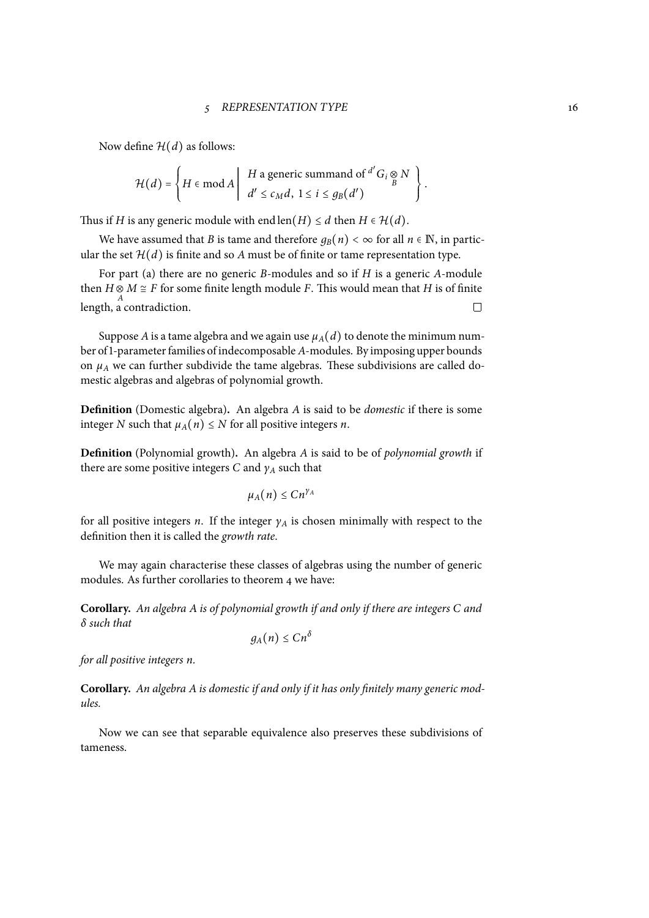Now define $\mathcal{H}(d)$ as follows:

$$\mathcal{H}(d) = \left\{ H \in \operatorname{mod} A \;\middle|\; \begin{array}{l} H \text{ a generic summand of } {}^{d'}G_i \underset{B}{\otimes} N \\ d' \leq c_M d,\ 1 \leq i \leq g_B(d') \end{array} \right\}.$$

Thus if $H$ is any generic module with $\operatorname{end}\operatorname{len}(H) \leq d$ then $H \in \mathcal{H}(d)$.

We have assumed that $B$ is tame and therefore $g_B(n) < \infty$ for all $n \in \mathbb{N}$, in particular the set $\mathcal{H}(d)$ is finite and so $A$ must be of finite or tame representation type.

For part (a) there are no generic $B$-modules and so if $H$ is a generic $A$-module then $H \underset{A}{\otimes} M \cong F$ for some finite length module $F$. This would mean that $H$ is of finite length, a contradiction. $\square$

Suppose $A$ is a tame algebra and we again use $\mu_A(d)$ to denote the minimum number of 1-parameter families of indecomposable $A$-modules. By imposing upper bounds on $\mu_A$ we can further subdivide the tame algebras. These subdivisions are called domestic algebras and algebras of polynomial growth.

**Definition** (Domestic algebra)**.** An algebra $A$ is said to be *domestic* if there is some integer $N$ such that $\mu_A(n) \leq N$ for all positive integers $n$.

**Definition** (Polynomial growth)**.** An algebra $A$ is said to be of *polynomial growth* if there are some positive integers $C$ and $\gamma_A$ such that

$$\mu_A(n) \leq Cn^{\gamma_A}$$

for all positive integers $n$. If the integer $\gamma_A$ is chosen minimally with respect to the definition then it is called the *growth rate*.

We may again characterise these classes of algebras using the number of generic modules. As further corollaries to theorem 4 we have:

**Corollary.** *An algebra $A$ is of polynomial growth if and only if there are integers $C$ and $\delta$ such that*

$$g_A(n) \leq Cn^{\delta}$$

*for all positive integers $n$.*

**Corollary.** *An algebra $A$ is domestic if and only if it has only finitely many generic modules.*

Now we can see that separable equivalence also preserves these subdivisions of tameness.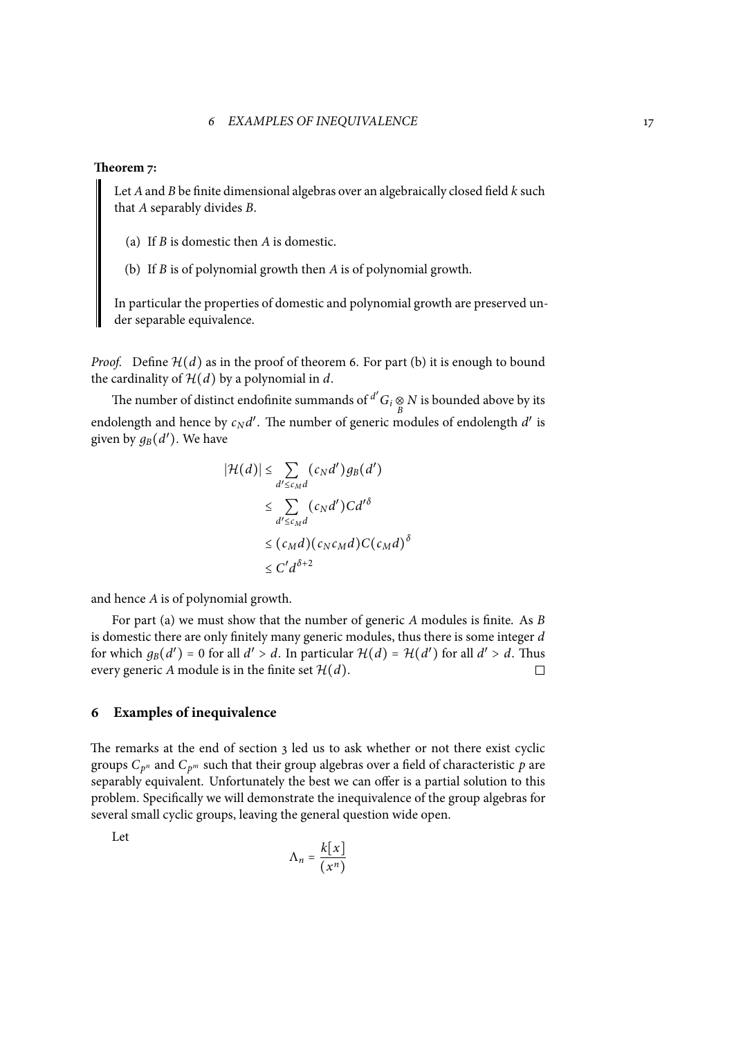**Theorem 7:**

Let $A$ and $B$ be finite dimensional algebras over an algebraically closed field $k$ such that $A$ separably divides $B$.

(a) If $B$ is domestic then $A$ is domestic.

(b) If $B$ is of polynomial growth then $A$ is of polynomial growth.

In particular the properties of domestic and polynomial growth are preserved under separable equivalence.

*Proof.* Define $\mathcal{H}(d)$ as in the proof of theorem 6. For part (b) it is enough to bound the cardinality of $\mathcal{H}(d)$ by a polynomial in $d$.

The number of distinct endofinite summands of ${}^{d'}G_i \underset{B}{\otimes} N$ is bounded above by its endolength and hence by $c_N d'$. The number of generic modules of endolength $d'$ is given by $g_B(d')$. We have

$$
\begin{aligned}
|\mathcal{H}(d)| &\leq \sum_{d' \leq c_M d} (c_N d') g_B(d') \\
&\leq \sum_{d' \leq c_M d} (c_N d') C d'^{\delta} \\
&\leq (c_M d)(c_N c_M d) C (c_M d)^{\delta} \\
&\leq C' d^{\delta+2}
\end{aligned}
$$

and hence $A$ is of polynomial growth.

For part (a) we must show that the number of generic $A$ modules is finite. As $B$ is domestic there are only finitely many generic modules, thus there is some integer $d$ for which $g_B(d') = 0$ for all $d' > d$. In particular $\mathcal{H}(d) = \mathcal{H}(d')$ for all $d' > d$. Thus every generic $A$ module is in the finite set $\mathcal{H}(d)$. □

## 6 Examples of inequivalence

The remarks at the end of section 3 led us to ask whether or not there exist cyclic groups $C_{p^n}$ and $C_{p^m}$ such that their group algebras over a field of characteristic $p$ are separably equivalent. Unfortunately the best we can offer is a partial solution to this problem. Specifically we will demonstrate the inequivalence of the group algebras for several small cyclic groups, leaving the general question wide open.

Let

$$
\Lambda_n = \frac{k[x]}{(x^n)}
$$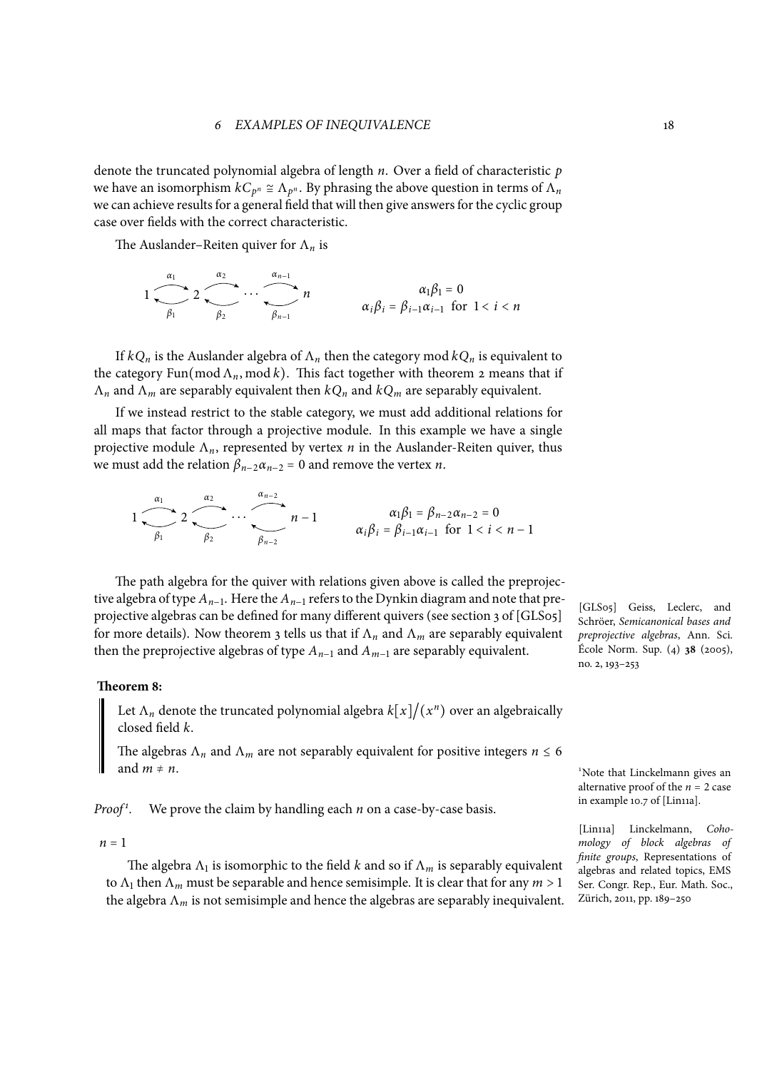denote the truncated polynomial algebra of length $n$. Over a field of characteristic $p$ we have an isomorphism $kC_{p^n} \cong \Lambda_{p^n}$. By phrasing the above question in terms of $\Lambda_n$ we can achieve results for a general field that will then give answers for the cyclic group case over fields with the correct characteristic.

The Auslander–Reiten quiver for $\Lambda_n$ is

$$1 \underset{\beta_1}{\overset{\alpha_1}{\rightleftarrows}} 2 \underset{\beta_2}{\overset{\alpha_2}{\rightleftarrows}} \cdots \underset{\beta_{n-1}}{\overset{\alpha_{n-1}}{\rightleftarrows}} n \qquad \begin{array}{c} \alpha_1\beta_1 = 0 \\ \alpha_i\beta_i = \beta_{i-1}\alpha_{i-1} \text{ for } 1 < i < n \end{array}$$

If $kQ_n$ is the Auslander algebra of $\Lambda_n$ then the category $\operatorname{mod} kQ_n$ is equivalent to the category $\operatorname{Fun}(\operatorname{mod}\Lambda_n, \operatorname{mod} k)$. This fact together with theorem 2 means that if $\Lambda_n$ and $\Lambda_m$ are separably equivalent then $kQ_n$ and $kQ_m$ are separably equivalent.

If we instead restrict to the stable category, we must add additional relations for all maps that factor through a projective module. In this example we have a single projective module $\Lambda_n$, represented by vertex $n$ in the Auslander-Reiten quiver, thus we must add the relation $\beta_{n-2}\alpha_{n-2} = 0$ and remove the vertex $n$.

$$1 \underset{\beta_1}{\overset{\alpha_1}{\rightleftarrows}} 2 \underset{\beta_2}{\overset{\alpha_2}{\rightleftarrows}} \cdots \underset{\beta_{n-2}}{\overset{\alpha_{n-2}}{\rightleftarrows}} n-1 \qquad \begin{array}{c} \alpha_1\beta_1 = \beta_{n-2}\alpha_{n-2} = 0 \\ \alpha_i\beta_i = \beta_{i-1}\alpha_{i-1} \text{ for } 1 < i < n-1 \end{array}$$

The path algebra for the quiver with relations given above is called the preprojective algebra of type $A_{n-1}$. Here the $A_{n-1}$ refers to the Dynkin diagram and note that preprojective algebras can be defined for many different quivers (see section 3 of [GLS05] for more details). Now theorem 3 tells us that if $\Lambda_n$ and $\Lambda_m$ are separably equivalent then the preprojective algebras of type $A_{n-1}$ and $A_{m-1}$ are separably equivalent.

[GLS05] Geiss, Leclerc, and Schröer, *Semicanonical bases and preprojective algebras*, Ann. Sci. École Norm. Sup. (4) **38** (2005), no. 2, 193–253

**Theorem 8:**

> Let $\Lambda_n$ denote the truncated polynomial algebra $k[x]/(x^n)$ over an algebraically closed field $k$.
>
> The algebras $\Lambda_n$ and $\Lambda_m$ are not separably equivalent for positive integers $n \leq 6$ and $m \neq n$.

*Proof*[1]. We prove the claim by handling each $n$ on a case-by-case basis.

[1] Note that Linckelmann gives an alternative proof of the $n = 2$ case in example 10.7 of [Lin11a].

[Lin11a] Linckelmann, *Cohomology of block algebras of finite groups*, Representations of algebras and related topics, EMS Ser. Congr. Rep., Eur. Math. Soc., Zürich, 2011, pp. 189–250

$n = 1$

The algebra $\Lambda_1$ is isomorphic to the field $k$ and so if $\Lambda_m$ is separably equivalent to $\Lambda_1$ then $\Lambda_m$ must be separable and hence semisimple. It is clear that for any $m > 1$ the algebra $\Lambda_m$ is not semisimple and hence the algebras are separably inequivalent.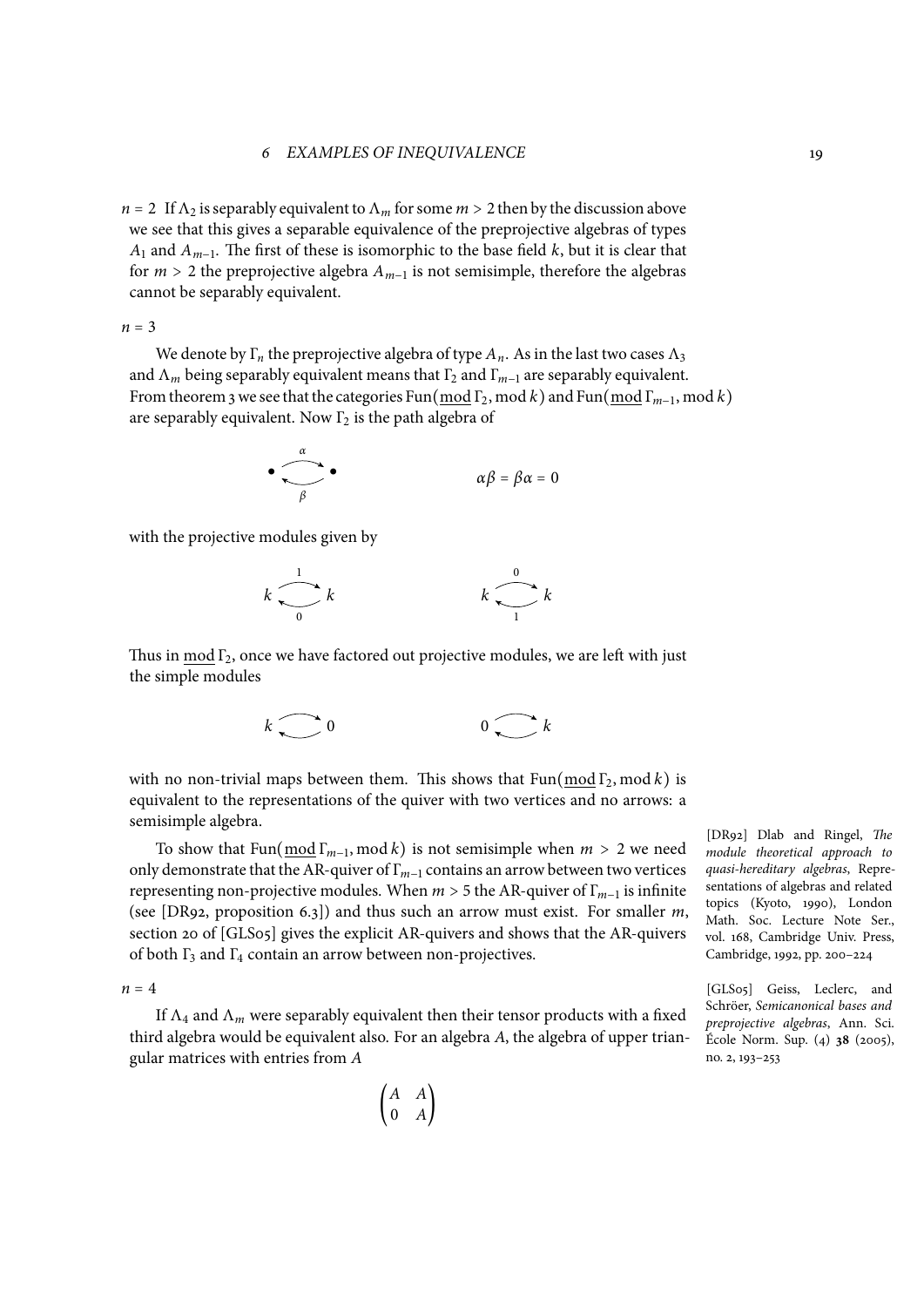$n = 2$ If $\Lambda_2$ is separably equivalent to $\Lambda_m$ for some $m > 2$ then by the discussion above we see that this gives a separable equivalence of the preprojective algebras of types $A_1$ and $A_{m-1}$. The first of these is isomorphic to the base field $k$, but it is clear that for $m > 2$ the preprojective algebra $A_{m-1}$ is not semisimple, therefore the algebras cannot be separably equivalent.

$n = 3$

We denote by $\Gamma_n$ the preprojective algebra of type $A_n$. As in the last two cases $\Lambda_3$ and $\Lambda_m$ being separably equivalent means that $\Gamma_2$ and $\Gamma_{m-1}$ are separably equivalent. From theorem 3 we see that the categories $\mathrm{Fun}(\underline{\mathrm{mod}}\,\Gamma_2, \mathrm{mod}\,k)$ and $\mathrm{Fun}(\underline{\mathrm{mod}}\,\Gamma_{m-1}, \mathrm{mod}\,k)$ are separably equivalent. Now $\Gamma_2$ is the path algebra of

$$\bullet \underset{\beta}{\overset{\alpha}{\rightleftarrows}} \bullet \qquad\qquad \alpha\beta = \beta\alpha = 0$$

with the projective modules given by

$$k \underset{0}{\overset{1}{\rightleftarrows}} k \qquad\qquad k \underset{1}{\overset{0}{\rightleftarrows}} k$$

Thus in $\underline{\mathrm{mod}}\,\Gamma_2$, once we have factored out projective modules, we are left with just the simple modules

$$k \rightleftarrows 0 \qquad\qquad 0 \rightleftarrows k$$

with no non-trivial maps between them. This shows that $\mathrm{Fun}(\underline{\mathrm{mod}}\,\Gamma_2, \mathrm{mod}\,k)$ is equivalent to the representations of the quiver with two vertices and no arrows: a semisimple algebra.

To show that $\mathrm{Fun}(\underline{\mathrm{mod}}\,\Gamma_{m-1}, \mathrm{mod}\,k)$ is not semisimple when $m > 2$ we need only demonstrate that the AR-quiver of $\Gamma_{m-1}$ contains an arrow between two vertices representing non-projective modules. When $m > 5$ the AR-quiver of $\Gamma_{m-1}$ is infinite (see [DR92, proposition 6.3]) and thus such an arrow must exist. For smaller $m$, section 20 of [GLS05] gives the explicit AR-quivers and shows that the AR-quivers of both $\Gamma_3$ and $\Gamma_4$ contain an arrow between non-projectives.

[DR92] Dlab and Ringel, *The module theoretical approach to quasi-hereditary algebras*, Representations of algebras and related topics (Kyoto, 1990), London Math. Soc. Lecture Note Ser., vol. 168, Cambridge Univ. Press, Cambridge, 1992, pp. 200–224

[GLS05] Geiss, Leclerc, and Schröer, *Semicanonical bases and preprojective algebras*, Ann. Sci. École Norm. Sup. (4) **38** (2005), no. 2, 193–253

$n = 4$

If $\Lambda_4$ and $\Lambda_m$ were separably equivalent then their tensor products with a fixed third algebra would be equivalent also. For an algebra $A$, the algebra of upper triangular matrices with entries from $A$

$$\begin{pmatrix} A & A \\ 0 & A \end{pmatrix}$$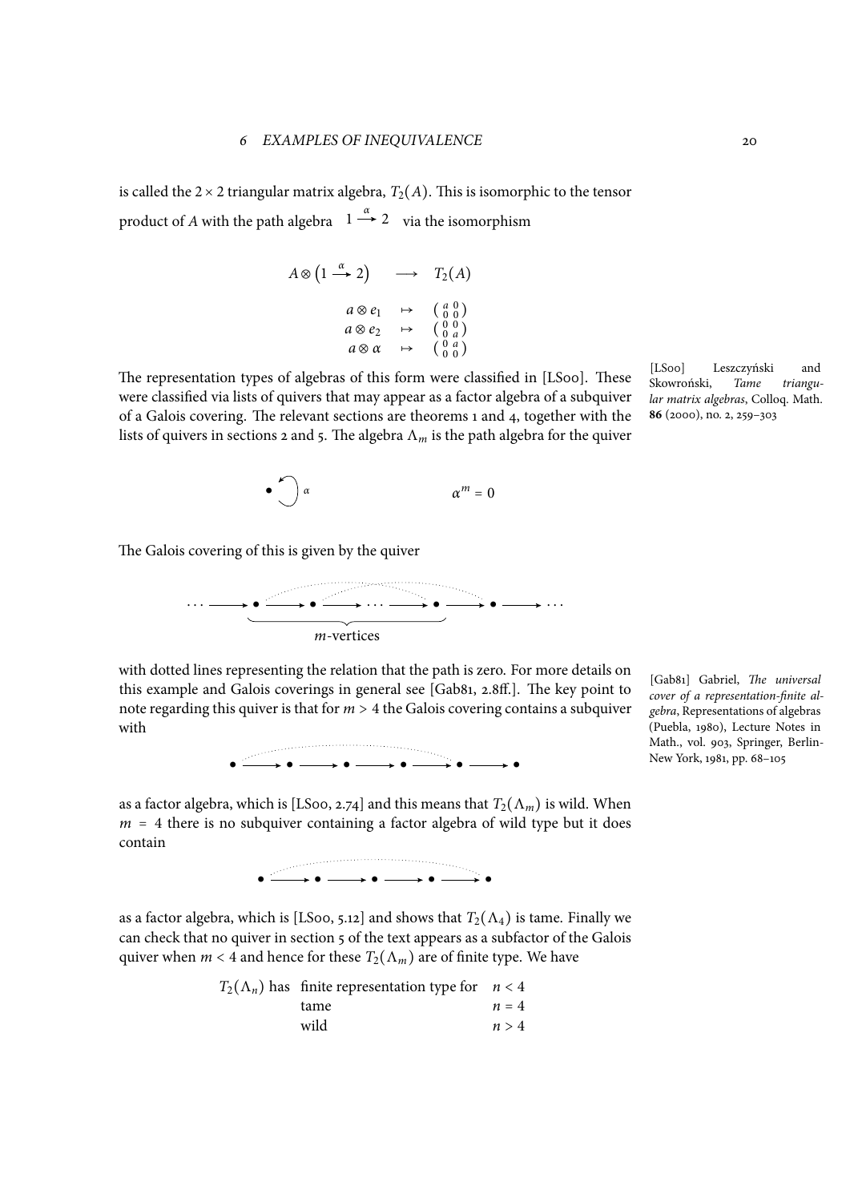is called the $2 \times 2$ triangular matrix algebra, $T_2(A)$. This is isomorphic to the tensor product of $A$ with the path algebra $1 \xrightarrow{\alpha} 2$ via the isomorphism

$$
\begin{array}{rcl}
A \otimes \left(1 \xrightarrow{\alpha} 2\right) & \longrightarrow & T_2(A) \\[1em]
a \otimes e_1 & \mapsto & \left(\begin{smallmatrix} a & 0 \\ 0 & 0 \end{smallmatrix}\right) \\
a \otimes e_2 & \mapsto & \left(\begin{smallmatrix} 0 & 0 \\ 0 & a \end{smallmatrix}\right) \\
a \otimes \alpha & \mapsto & \left(\begin{smallmatrix} 0 & a \\ 0 & 0 \end{smallmatrix}\right)
\end{array}
$$

The representation types of algebras of this form were classified in [LS00]. These were classified via lists of quivers that may appear as a factor algebra of a subquiver of a Galois covering. The relevant sections are theorems 1 and 4, together with the lists of quivers in sections 2 and 5. The algebra $\Lambda_m$ is the path algebra for the quiver

[LS00] Leszczyński and Skowroński, *Tame triangular matrix algebras*, Colloq. Math. **86** (2000), no. 2, 259–303

$$
\bullet \circlearrowleft \alpha \qquad\qquad \alpha^m = 0
$$

The Galois covering of this is given by the quiver

$$
\cdots \longrightarrow \underbrace{\bullet \longrightarrow \bullet \longrightarrow \cdots \longrightarrow \bullet}_{m\text{-vertices}} \longrightarrow \bullet \longrightarrow \cdots
$$

with dotted lines representing the relation that the path is zero. For more details on this example and Galois coverings in general see [Gab81, 2.8ff.]. The key point to note regarding this quiver is that for $m > 4$ the Galois covering contains a subquiver with

[Gab81] Gabriel, *The universal cover of a representation-finite algebra*, Representations of algebras (Puebla, 1980), Lecture Notes in Math., vol. 903, Springer, Berlin-New York, 1981, pp. 68–105

$$
\bullet \longrightarrow \bullet \longrightarrow \bullet \longrightarrow \bullet \longrightarrow \bullet \longrightarrow \bullet
$$

as a factor algebra, which is [LS00, 2.74] and this means that $T_2(\Lambda_m)$ is wild. When $m = 4$ there is no subquiver containing a factor algebra of wild type but it does contain

$$
\bullet \longrightarrow \bullet \longrightarrow \bullet \longrightarrow \bullet \longrightarrow \bullet
$$

as a factor algebra, which is [LS00, 5.12] and shows that $T_2(\Lambda_4)$ is tame. Finally we can check that no quiver in section 5 of the text appears as a subfactor of the Galois quiver when $m < 4$ and hence for these $T_2(\Lambda_m)$ are of finite type. We have

$$
\begin{array}{lll}
T_2(\Lambda_n) \text{ has} & \text{finite representation type for} & n < 4 \\
 & \text{tame} & n = 4 \\
 & \text{wild} & n > 4
\end{array}
$$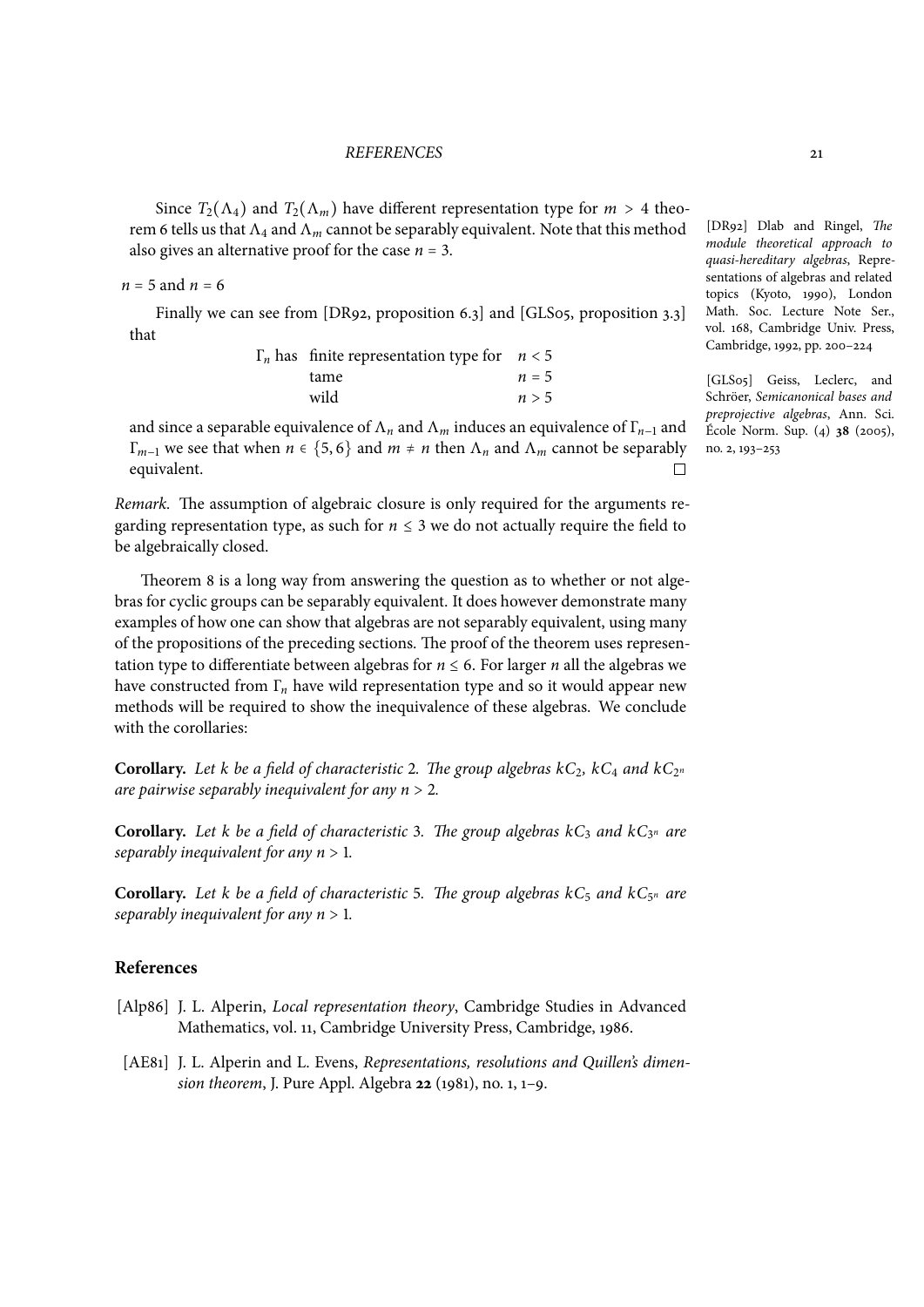Since $T_2(\Lambda_4)$ and $T_2(\Lambda_m)$ have different representation type for $m > 4$ theorem 6 tells us that $\Lambda_4$ and $\Lambda_m$ cannot be separably equivalent. Note that this method also gives an alternative proof for the case $n = 3$.

$n = 5$ and $n = 6$

Finally we can see from [DR92, proposition 6.3] and [GLS05, proposition 3.3] that

$$\Gamma_n \text{ has } \begin{array}{ll} \text{finite representation type for} & n < 5 \\ \text{tame} & n = 5 \\ \text{wild} & n > 5 \end{array}$$

and since a separable equivalence of $\Lambda_n$ and $\Lambda_m$ induces an equivalence of $\Gamma_{n-1}$ and $\Gamma_{m-1}$ we see that when $n \in \{5, 6\}$ and $m \neq n$ then $\Lambda_n$ and $\Lambda_m$ cannot be separably equivalent. □

[DR92] Dlab and Ringel, *The module theoretical approach to quasi-hereditary algebras*, Representations of algebras and related topics (Kyoto, 1990), London Math. Soc. Lecture Note Ser., vol. 168, Cambridge Univ. Press, Cambridge, 1992, pp. 200–224

[GLS05] Geiss, Leclerc, and Schröer, *Semicanonical bases and preprojective algebras*, Ann. Sci. École Norm. Sup. (4) **38** (2005), no. 2, 193–253

*Remark.* The assumption of algebraic closure is only required for the arguments regarding representation type, as such for $n \leq 3$ we do not actually require the field to be algebraically closed.

Theorem 8 is a long way from answering the question as to whether or not algebras for cyclic groups can be separably equivalent. It does however demonstrate many examples of how one can show that algebras are not separably equivalent, using many of the propositions of the preceding sections. The proof of the theorem uses representation type to differentiate between algebras for $n \leq 6$. For larger $n$ all the algebras we have constructed from $\Gamma_n$ have wild representation type and so it would appear new methods will be required to show the inequivalence of these algebras. We conclude with the corollaries:

**Corollary.** *Let k be a field of characteristic* 2*. The group algebras $kC_2$, $kC_4$ and $kC_{2^n}$ are pairwise separably inequivalent for any $n > 2$.*

**Corollary.** *Let k be a field of characteristic* 3*. The group algebras $kC_3$ and $kC_{3^n}$ are separably inequivalent for any $n > 1$.*

**Corollary.** *Let k be a field of characteristic* 5*. The group algebras $kC_5$ and $kC_{5^n}$ are separably inequivalent for any $n > 1$.*

## References

[Alp86] J. L. Alperin, *Local representation theory*, Cambridge Studies in Advanced Mathematics, vol. 11, Cambridge University Press, Cambridge, 1986.

[AE81] J. L. Alperin and L. Evens, *Representations, resolutions and Quillen's dimension theorem*, J. Pure Appl. Algebra **22** (1981), no. 1, 1–9.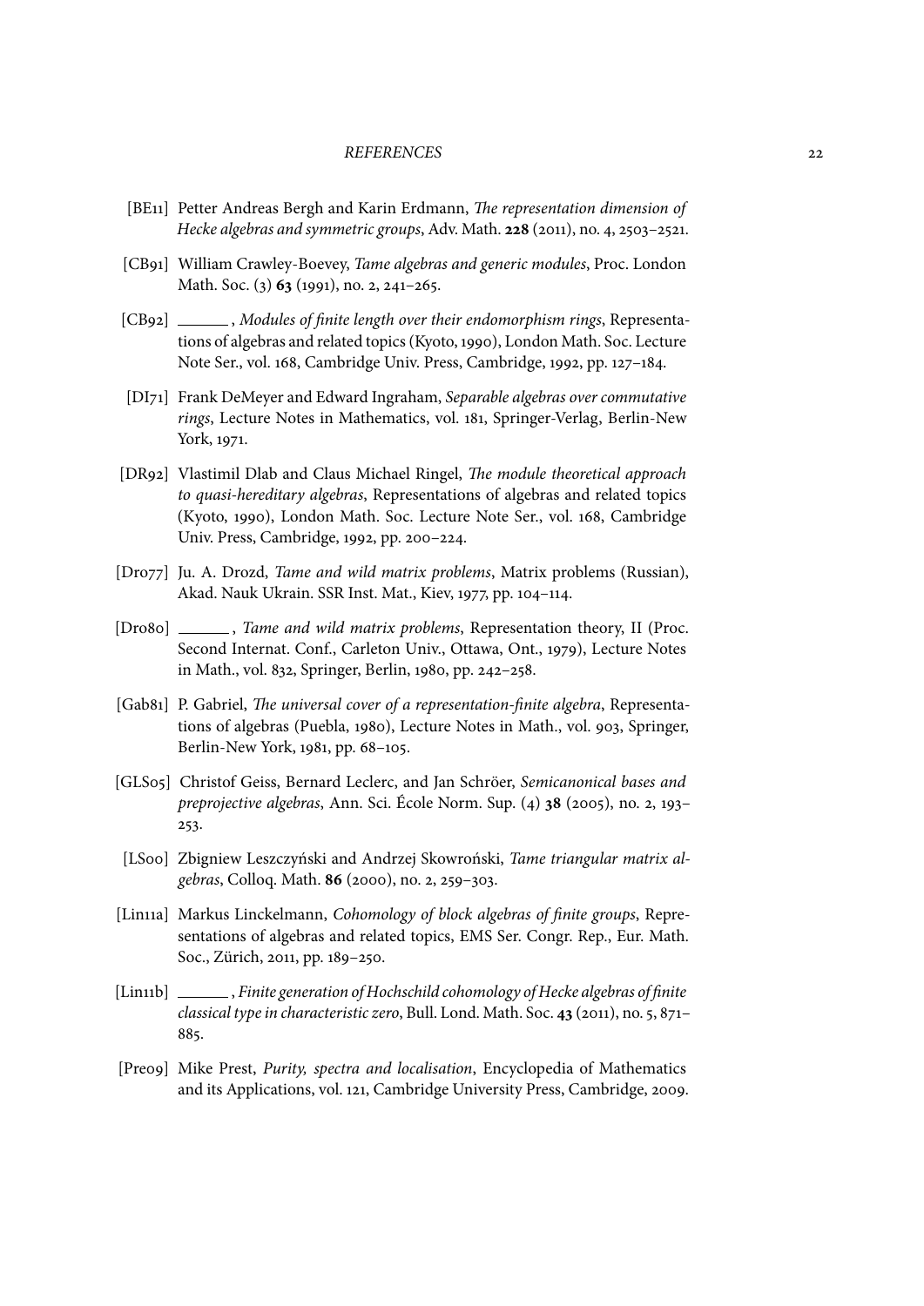- [BE11] Petter Andreas Bergh and Karin Erdmann, *The representation dimension of Hecke algebras and symmetric groups*, Adv. Math. **228** (2011), no. 4, 2503–2521.
- [CB91] William Crawley-Boevey, *Tame algebras and generic modules*, Proc. London Math. Soc. (3) **63** (1991), no. 2, 241–265.
- [CB92] ______, *Modules of finite length over their endomorphism rings*, Representations of algebras and related topics (Kyoto, 1990), London Math. Soc. Lecture Note Ser., vol. 168, Cambridge Univ. Press, Cambridge, 1992, pp. 127–184.
- [DI71] Frank DeMeyer and Edward Ingraham, *Separable algebras over commutative rings*, Lecture Notes in Mathematics, vol. 181, Springer-Verlag, Berlin-New York, 1971.
- [DR92] Vlastimil Dlab and Claus Michael Ringel, *The module theoretical approach to quasi-hereditary algebras*, Representations of algebras and related topics (Kyoto, 1990), London Math. Soc. Lecture Note Ser., vol. 168, Cambridge Univ. Press, Cambridge, 1992, pp. 200–224.
- [Dro77] Ju. A. Drozd, *Tame and wild matrix problems*, Matrix problems (Russian), Akad. Nauk Ukrain. SSR Inst. Mat., Kiev, 1977, pp. 104–114.
- [Dro80] ______, *Tame and wild matrix problems*, Representation theory, II (Proc. Second Internat. Conf., Carleton Univ., Ottawa, Ont., 1979), Lecture Notes in Math., vol. 832, Springer, Berlin, 1980, pp. 242–258.
- [Gab81] P. Gabriel, *The universal cover of a representation-finite algebra*, Representations of algebras (Puebla, 1980), Lecture Notes in Math., vol. 903, Springer, Berlin-New York, 1981, pp. 68–105.
- [GLS05] Christof Geiss, Bernard Leclerc, and Jan Schröer, *Semicanonical bases and preprojective algebras*, Ann. Sci. École Norm. Sup. (4) **38** (2005), no. 2, 193–253.
- [LS00] Zbigniew Leszczyński and Andrzej Skowroński, *Tame triangular matrix algebras*, Colloq. Math. **86** (2000), no. 2, 259–303.
- [Lin11a] Markus Linckelmann, *Cohomology of block algebras of finite groups*, Representations of algebras and related topics, EMS Ser. Congr. Rep., Eur. Math. Soc., Zürich, 2011, pp. 189–250.
- [Lin11b] ______, *Finite generation of Hochschild cohomology of Hecke algebras of finite classical type in characteristic zero*, Bull. Lond. Math. Soc. **43** (2011), no. 5, 871–885.
- [Pre09] Mike Prest, *Purity, spectra and localisation*, Encyclopedia of Mathematics and its Applications, vol. 121, Cambridge University Press, Cambridge, 2009.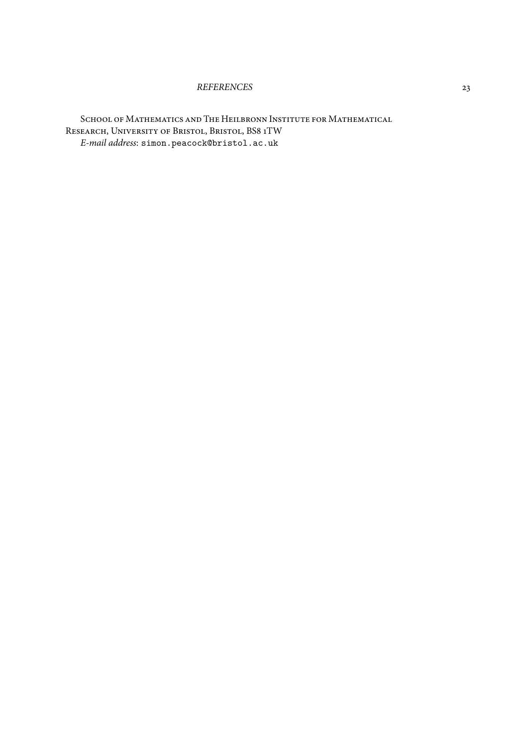School of Mathematics and The Heilbronn Institute for Mathematical Research, University of Bristol, Bristol, BS8 1TW

*E-mail address*: simon.peacock@bristol.ac.uk